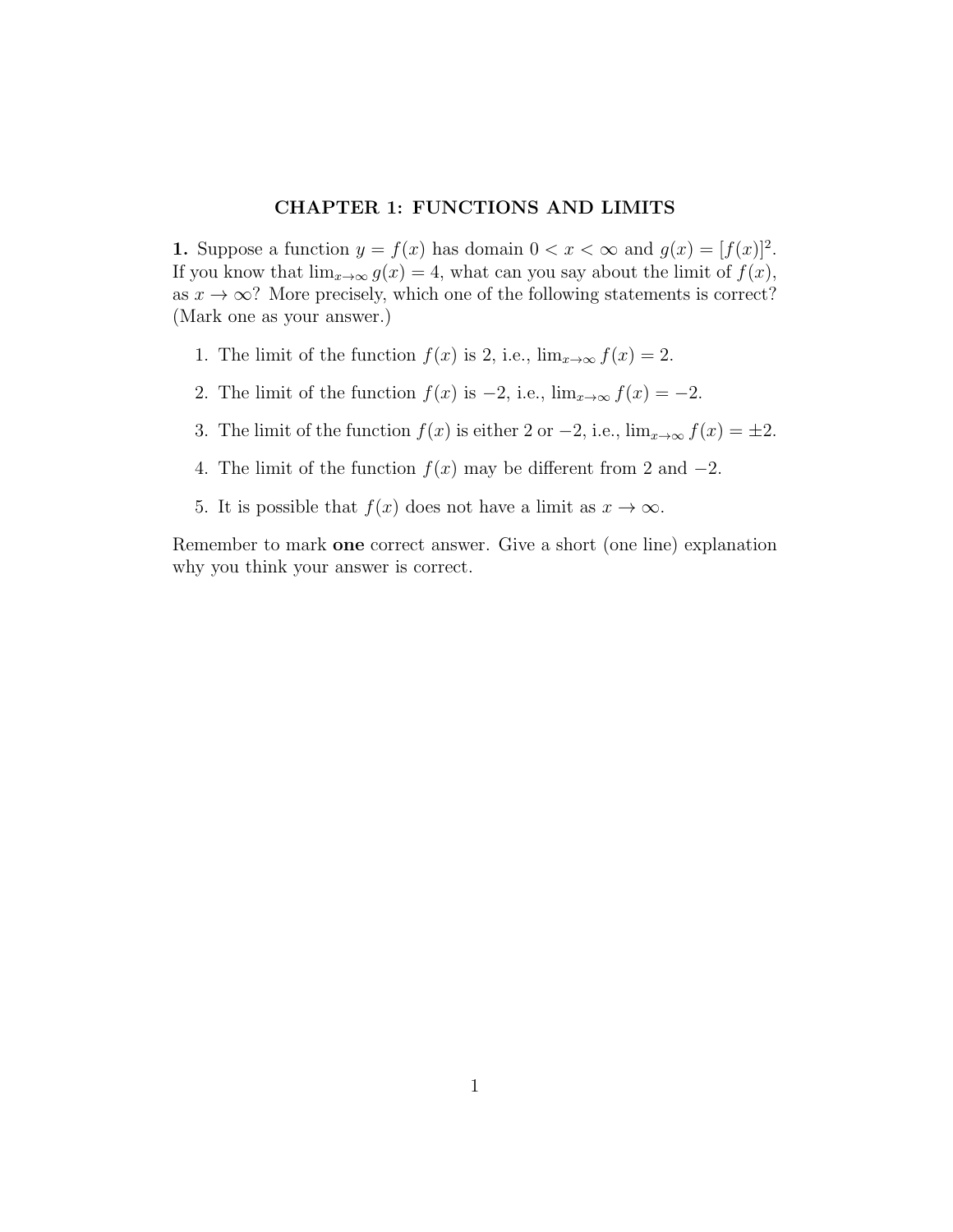## CHAPTER 1: FUNCTIONS AND LIMITS

**1.** Suppose a function $y = f(x)$ has domain $0 < x < \infty$ and $g(x) = [f(x)]^2$. If you know that $\lim_{x\to\infty} g(x) = 4$, what can you say about the limit of $f(x)$, as $x \to \infty$? More precisely, which one of the following statements is correct? (Mark one as your answer.)

1. The limit of the function $f(x)$ is 2, i.e., $\lim_{x\to\infty} f(x) = 2$.
2. The limit of the function $f(x)$ is $-2$, i.e., $\lim_{x\to\infty} f(x) = -2$.
3. The limit of the function $f(x)$ is either 2 or $-2$, i.e., $\lim_{x\to\infty} f(x) = \pm 2$.
4. The limit of the function $f(x)$ may be different from 2 and $-2$.
5. It is possible that $f(x)$ does not have a limit as $x \to \infty$.

Remember to mark **one** correct answer. Give a short (one line) explanation why you think your answer is correct.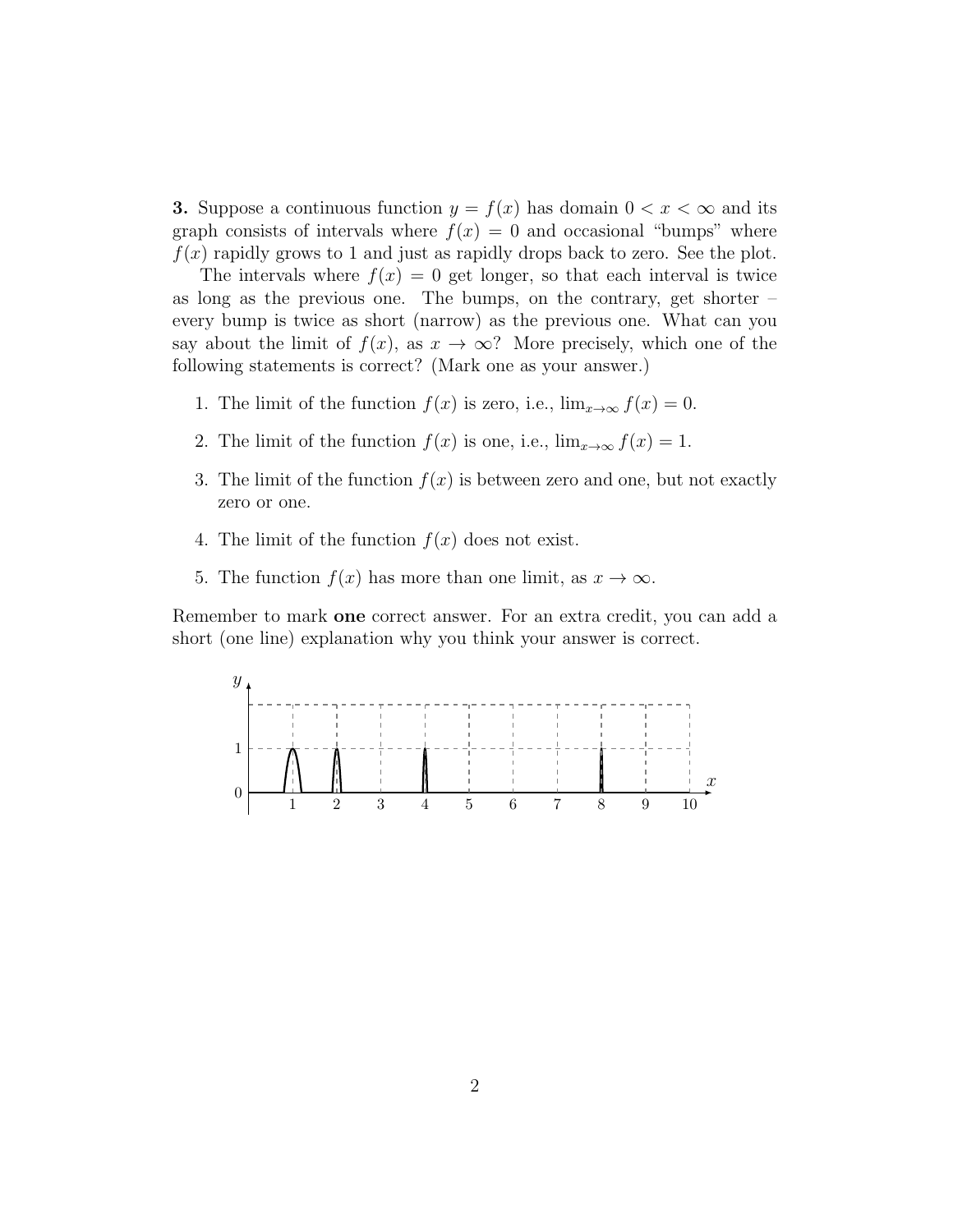**3.** Suppose a continuous function $y = f(x)$ has domain $0 < x < \infty$ and its graph consists of intervals where $f(x) = 0$ and occasional "bumps" where $f(x)$ rapidly grows to 1 and just as rapidly drops back to zero. See the plot.

The intervals where $f(x) = 0$ get longer, so that each interval is twice as long as the previous one. The bumps, on the contrary, get shorter – every bump is twice as short (narrow) as the previous one. What can you say about the limit of $f(x)$, as $x \to \infty$? More precisely, which one of the following statements is correct? (Mark one as your answer.)

1. The limit of the function $f(x)$ is zero, i.e., $\lim_{x\to\infty} f(x) = 0$.
2. The limit of the function $f(x)$ is one, i.e., $\lim_{x\to\infty} f(x) = 1$.
3. The limit of the function $f(x)$ is between zero and one, but not exactly zero or one.
4. The limit of the function $f(x)$ does not exist.
5. The function $f(x)$ has more than one limit, as $x \to \infty$.

Remember to mark **one** correct answer. For an extra credit, you can add a short (one line) explanation why you think your answer is correct.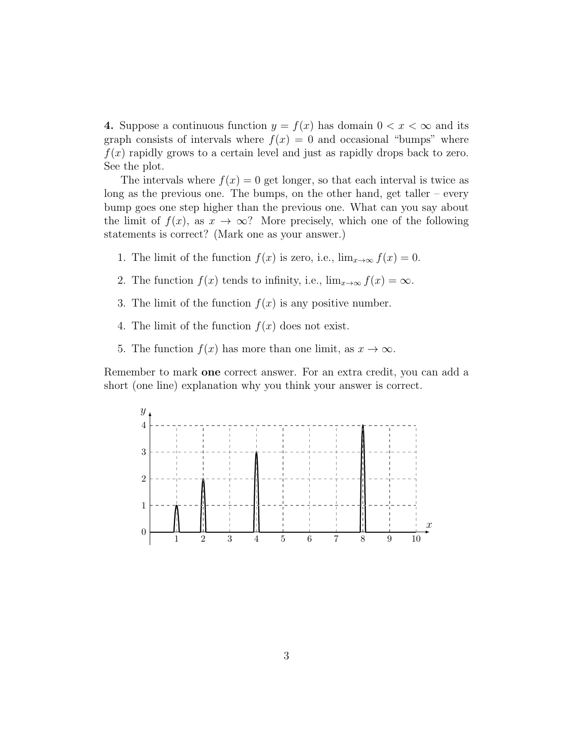**4.** Suppose a continuous function $y = f(x)$ has domain $0 < x < \infty$ and its graph consists of intervals where $f(x) = 0$ and occasional "bumps" where $f(x)$ rapidly grows to a certain level and just as rapidly drops back to zero. See the plot.

The intervals where $f(x) = 0$ get longer, so that each interval is twice as long as the previous one. The bumps, on the other hand, get taller – every bump goes one step higher than the previous one. What can you say about the limit of $f(x)$, as $x \to \infty$? More precisely, which one of the following statements is correct? (Mark one as your answer.)

1. The limit of the function $f(x)$ is zero, i.e., $\lim_{x\to\infty} f(x) = 0$.
2. The function $f(x)$ tends to infinity, i.e., $\lim_{x\to\infty} f(x) = \infty$.
3. The limit of the function $f(x)$ is any positive number.
4. The limit of the function $f(x)$ does not exist.
5. The function $f(x)$ has more than one limit, as $x \to \infty$.

Remember to mark **one** correct answer. For an extra credit, you can add a short (one line) explanation why you think your answer is correct.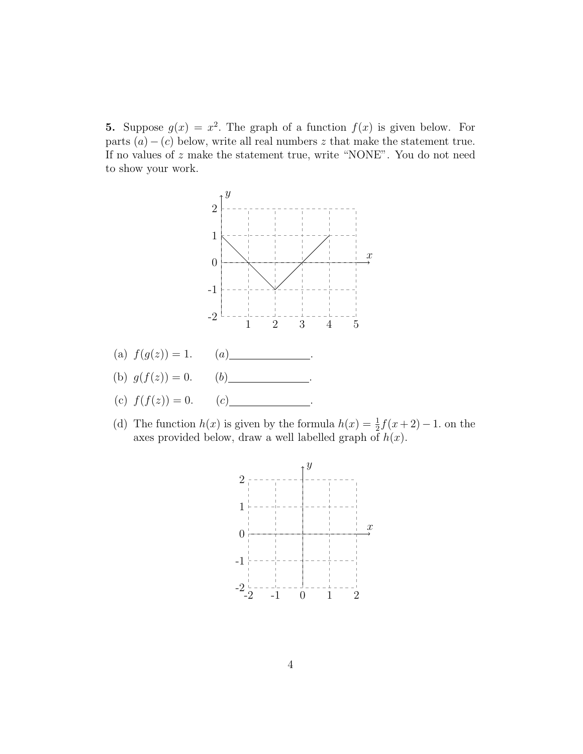**5.** Suppose $g(x) = x^2$. The graph of a function $f(x)$ is given below. For parts $(a) - (c)$ below, write all real numbers $z$ that make the statement true. If no values of $z$ make the statement true, write "NONE". You do not need to show your work.

(a) $f(g(z)) = 1$. $\quad (a)$\_\_\_\_\_\_\_\_\_\_\_\_\_\_\_.

(b) $g(f(z)) = 0$. $\quad (b)$\_\_\_\_\_\_\_\_\_\_\_\_\_\_\_.

(c) $f(f(z)) = 0$. $\quad (c)$\_\_\_\_\_\_\_\_\_\_\_\_\_\_\_.

(d) The function $h(x)$ is given by the formula $h(x) = \frac{1}{2}f(x+2) - 1$. on the axes provided below, draw a well labelled graph of $h(x)$.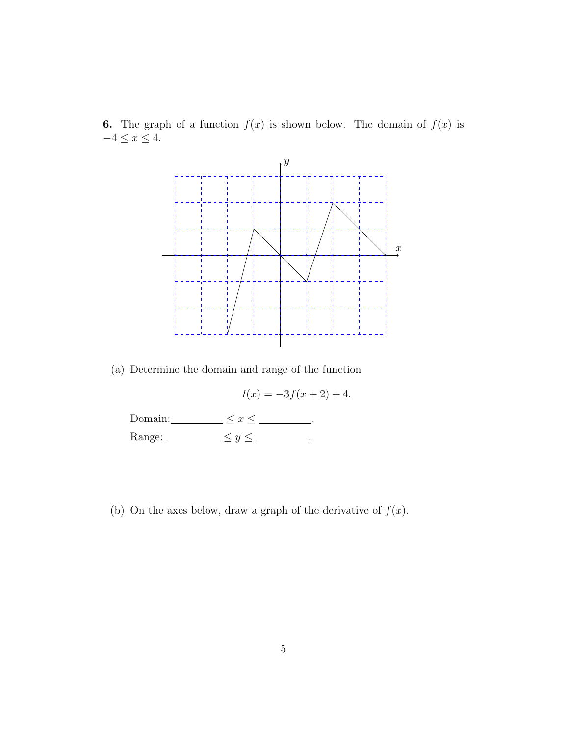**6.** The graph of a function $f(x)$ is shown below. The domain of $f(x)$ is $-4 \leq x \leq 4$.

(a) Determine the domain and range of the function

$$l(x) = -3f(x+2) + 4.$$

Domain:__________ $\leq x \leq$ __________.

Range: __________ $\leq y \leq$ __________.

(b) On the axes below, draw a graph of the derivative of $f(x)$.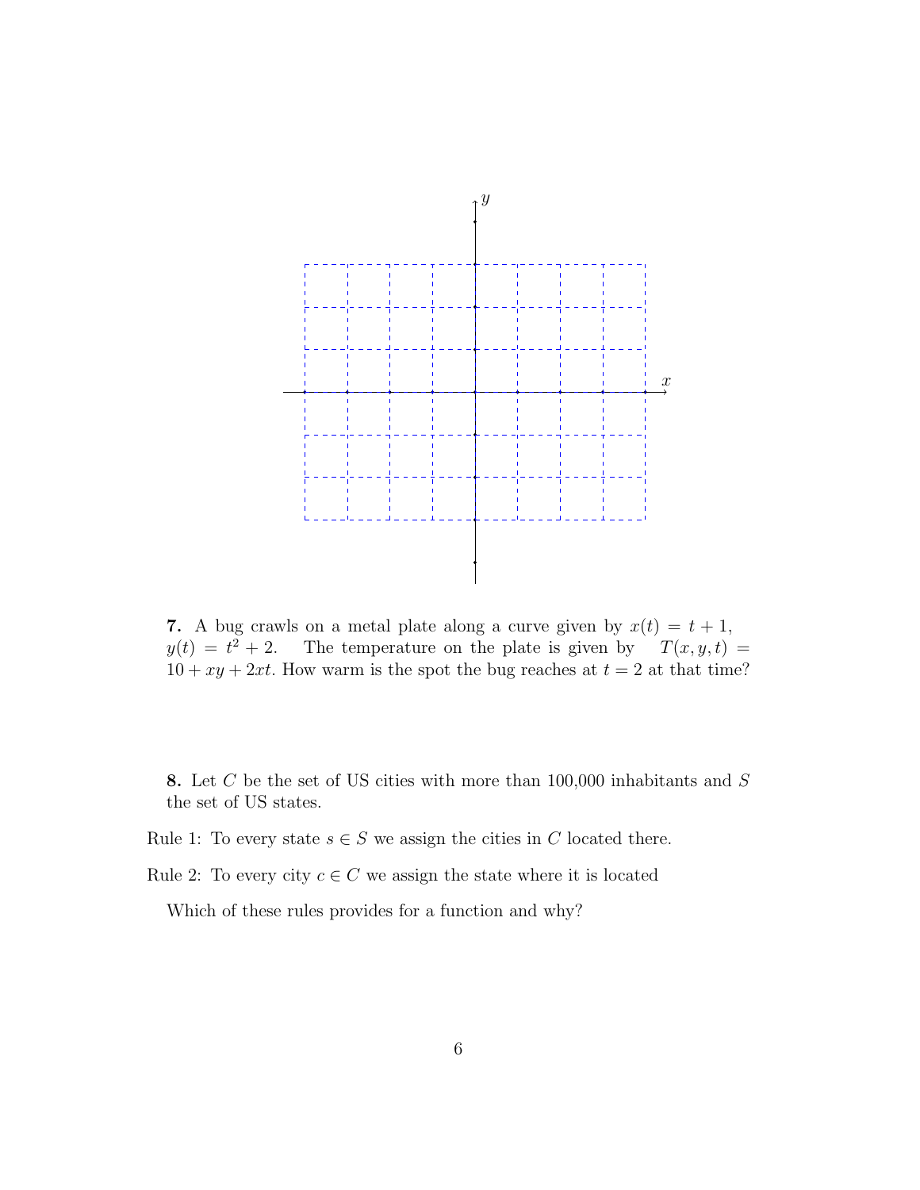**7.** A bug crawls on a metal plate along a curve given by $x(t) = t + 1$, $y(t) = t^2 + 2$. The temperature on the plate is given by $T(x, y, t) = 10 + xy + 2xt$. How warm is the spot the bug reaches at $t = 2$ at that time?

**8.** Let $C$ be the set of US cities with more than 100,000 inhabitants and $S$ the set of US states.

Rule 1: To every state $s \in S$ we assign the cities in $C$ located there.

Rule 2: To every city $c \in C$ we assign the state where it is located

Which of these rules provides for a function and why?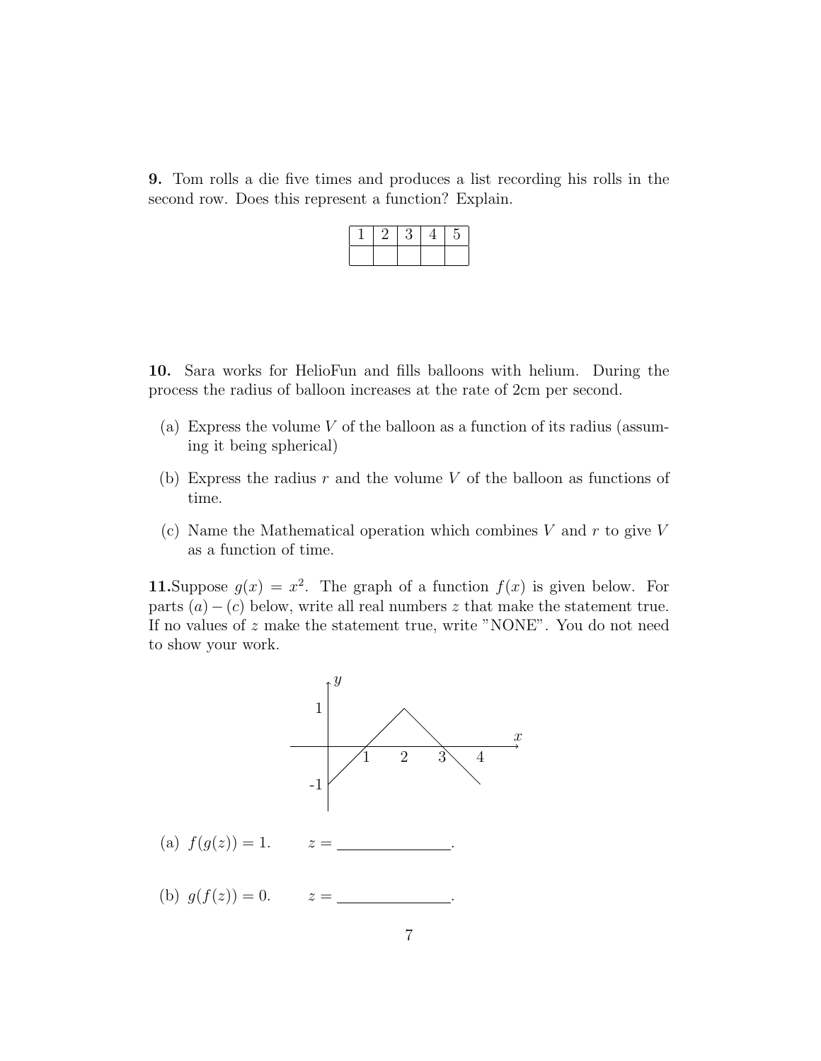**9.** Tom rolls a die five times and produces a list recording his rolls in the second row. Does this represent a function? Explain.

| 1 | 2 | 3 | 4 | 5 |
|---|---|---|---|---|
| | | | | |

**10.** Sara works for HelioFun and fills balloons with helium. During the process the radius of balloon increases at the rate of 2cm per second.

(a) Express the volume $V$ of the balloon as a function of its radius (assuming it being spherical)

(b) Express the radius $r$ and the volume $V$ of the balloon as functions of time.

(c) Name the Mathematical operation which combines $V$ and $r$ to give $V$ as a function of time.

**11.**Suppose $g(x) = x^2$. The graph of a function $f(x)$ is given below. For parts $(a) - (c)$ below, write all real numbers $z$ that make the statement true. If no values of $z$ make the statement true, write "NONE". You do not need to show your work.

(a) $f(g(z)) = 1$. $\qquad z =$ \_\_\_\_\_\_\_\_\_\_\_\_\_\_.

(b) $g(f(z)) = 0$. $\qquad z =$ \_\_\_\_\_\_\_\_\_\_\_\_\_\_.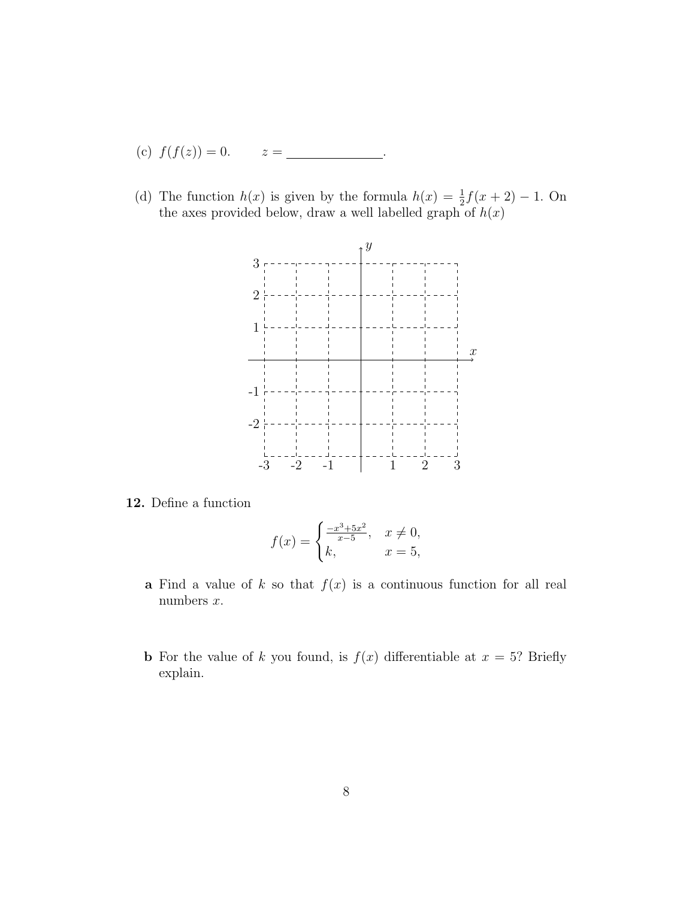(c) $f(f(z)) = 0$. $\qquad z =$ \_\_\_\_\_\_\_\_\_\_\_\_\_\_.

(d) The function $h(x)$ is given by the formula $h(x) = \frac{1}{2}f(x+2) - 1$. On the axes provided below, draw a well labelled graph of $h(x)$

**12.** Define a function

$$f(x) = \begin{cases} \frac{-x^3+5x^2}{x-5}, & x \neq 0, \\ k, & x = 5, \end{cases}$$

**a** Find a value of $k$ so that $f(x)$ is a continuous function for all real numbers $x$.

**b** For the value of $k$ you found, is $f(x)$ differentiable at $x = 5$? Briefly explain.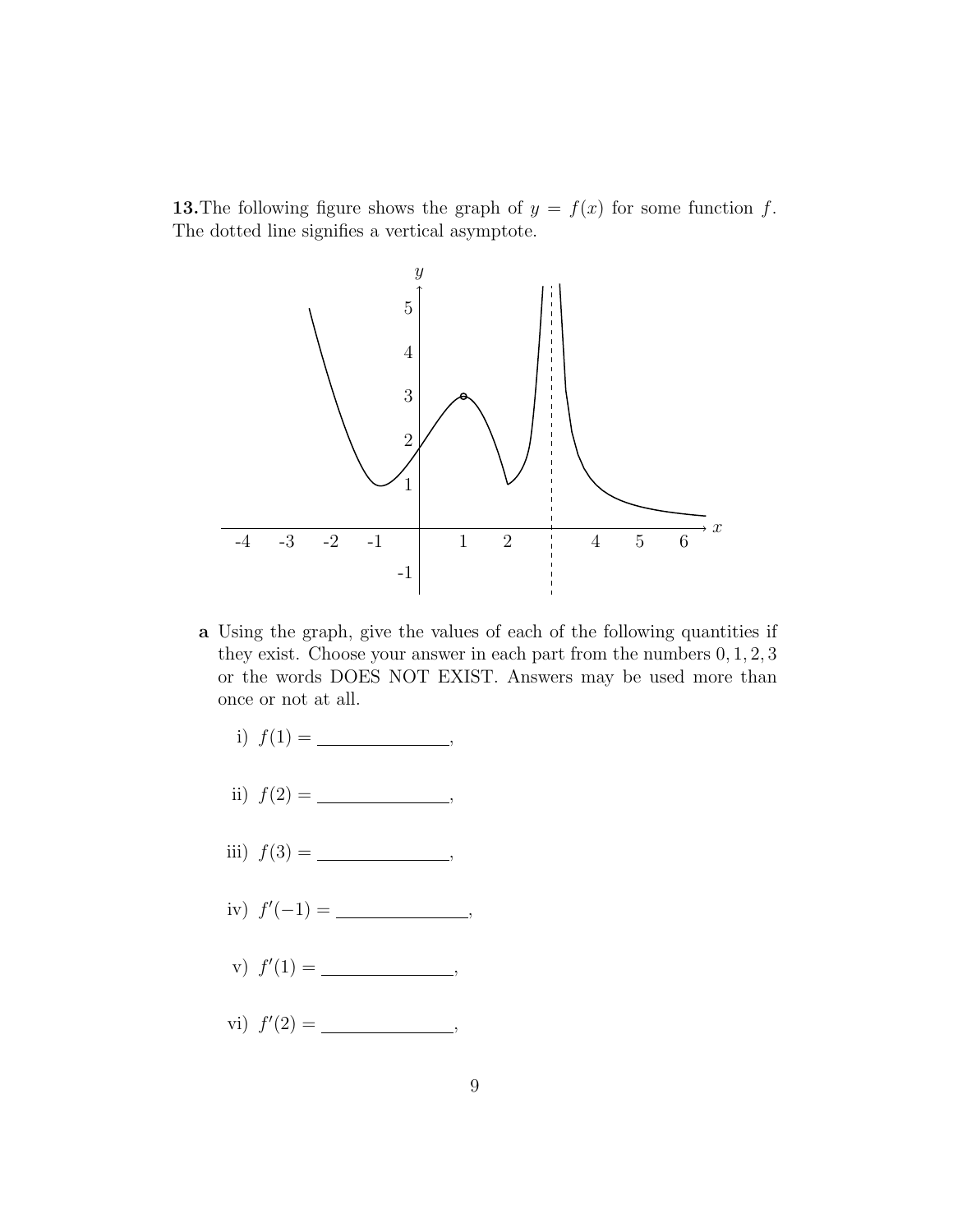**13.** The following figure shows the graph of $y = f(x)$ for some function $f$. The dotted line signifies a vertical asymptote.

**a** Using the graph, give the values of each of the following quantities if they exist. Choose your answer in each part from the numbers $0, 1, 2, 3$ or the words DOES NOT EXIST. Answers may be used more than once or not at all.

i) $f(1) =$ ______________,

ii) $f(2) =$ ______________,

iii) $f(3) =$ ______________,

iv) $f'(-1) =$ ______________,

v) $f'(1) =$ ______________,

vi) $f'(2) =$ ______________,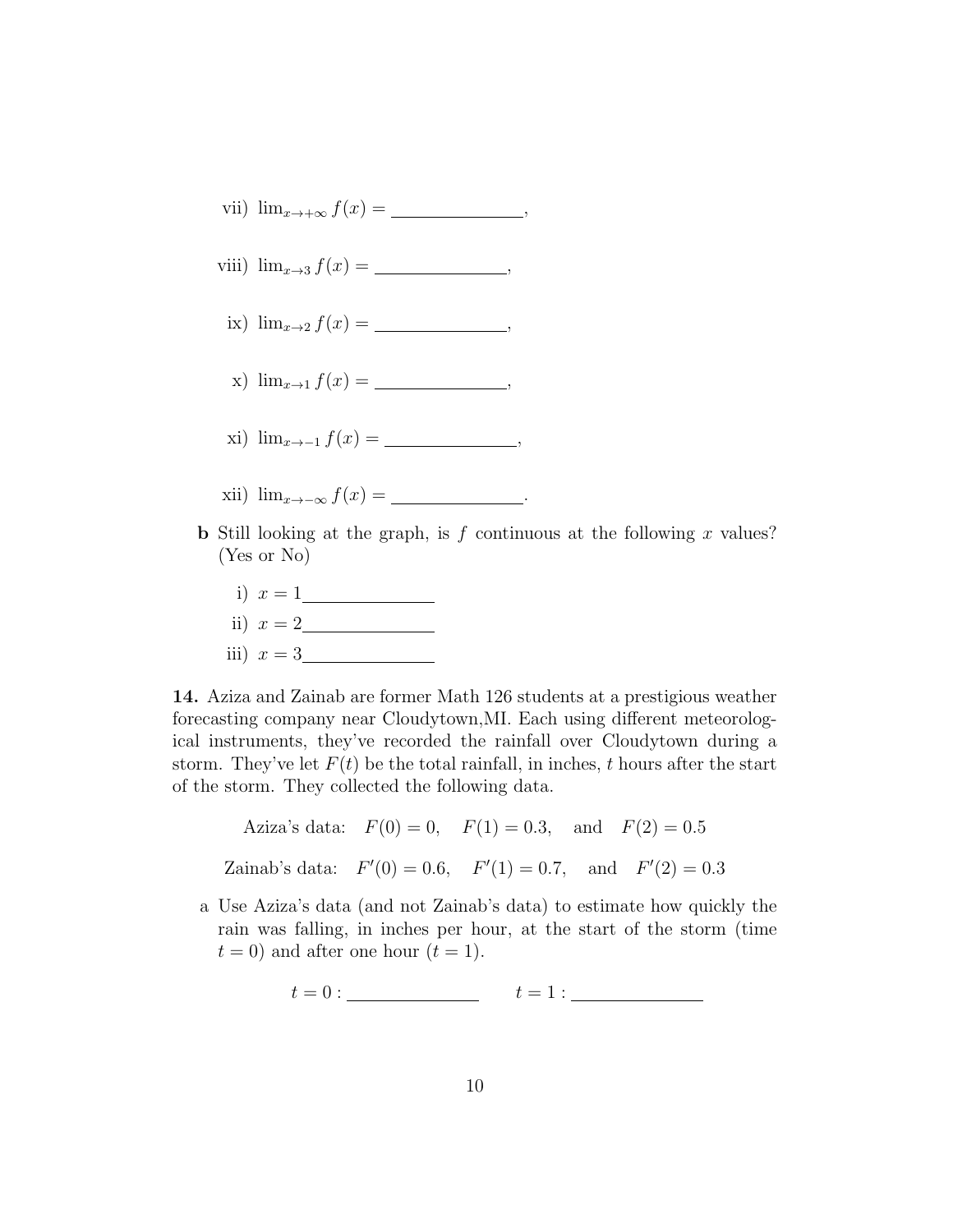vii) $\lim_{x\to+\infty} f(x) =$ \_\_\_\_\_\_\_\_\_\_\_\_\_\_,

viii) $\lim_{x\to 3} f(x) =$ \_\_\_\_\_\_\_\_\_\_\_\_\_\_,

ix) $\lim_{x\to 2} f(x) =$ \_\_\_\_\_\_\_\_\_\_\_\_\_\_,

x) $\lim_{x\to 1} f(x) =$ \_\_\_\_\_\_\_\_\_\_\_\_\_\_,

xi) $\lim_{x\to -1} f(x) =$ \_\_\_\_\_\_\_\_\_\_\_\_\_\_,

xii) $\lim_{x\to-\infty} f(x) =$ \_\_\_\_\_\_\_\_\_\_\_\_\_\_.

**b** Still looking at the graph, is $f$ continuous at the following $x$ values? (Yes or No)

i) $x = 1$\_\_\_\_\_\_\_\_\_\_\_\_\_\_

ii) $x = 2$\_\_\_\_\_\_\_\_\_\_\_\_\_\_

iii) $x = 3$\_\_\_\_\_\_\_\_\_\_\_\_\_\_

**14.** Aziza and Zainab are former Math 126 students at a prestigious weather forecasting company near Cloudytown,MI. Each using different meteorological instruments, they've recorded the rainfall over Cloudytown during a storm. They've let $F(t)$ be the total rainfall, in inches, $t$ hours after the start of the storm. They collected the following data.

$$\text{Aziza's data:} \quad F(0) = 0, \quad F(1) = 0.3, \quad \text{and} \quad F(2) = 0.5$$

$$\text{Zainab's data:} \quad F'(0) = 0.6, \quad F'(1) = 0.7, \quad \text{and} \quad F'(2) = 0.3$$

a Use Aziza's data (and not Zainab's data) to estimate how quickly the rain was falling, in inches per hour, at the start of the storm (time $t = 0$) and after one hour ($t = 1$).

$t = 0 :$ \_\_\_\_\_\_\_\_\_\_\_\_\_\_ $\qquad t = 1 :$ \_\_\_\_\_\_\_\_\_\_\_\_\_\_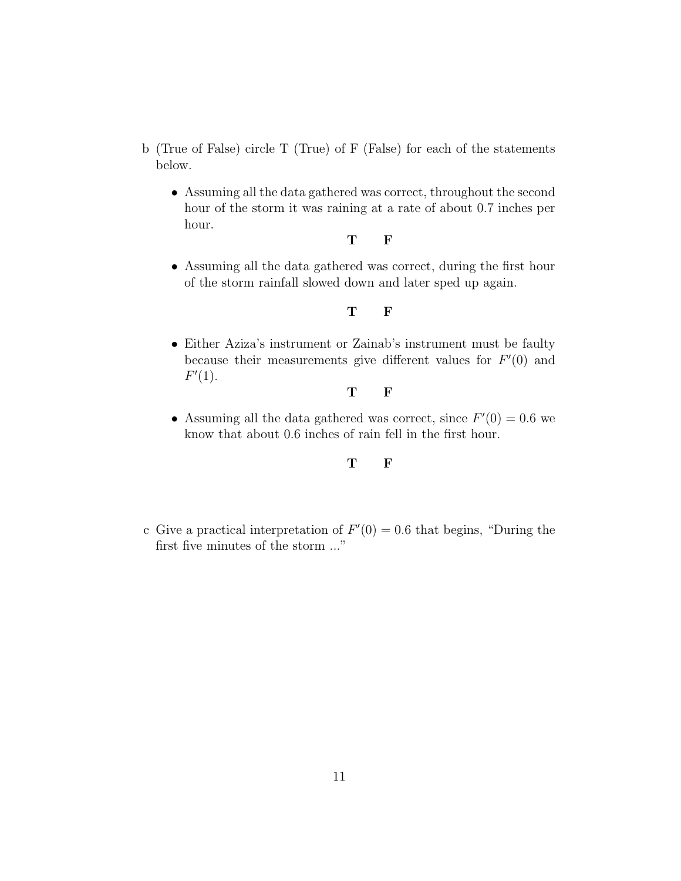b (True of False) circle T (True) of F (False) for each of the statements below.

- Assuming all the data gathered was correct, throughout the second hour of the storm it was raining at a rate of about 0.7 inches per hour.

  **T** **F**

- Assuming all the data gathered was correct, during the first hour of the storm rainfall slowed down and later sped up again.

  **T** **F**

- Either Aziza's instrument or Zainab's instrument must be faulty because their measurements give different values for $F'(0)$ and $F'(1)$.

  **T** **F**

- Assuming all the data gathered was correct, since $F'(0) = 0.6$ we know that about 0.6 inches of rain fell in the first hour.

  **T** **F**

c Give a practical interpretation of $F'(0) = 0.6$ that begins, "During the first five minutes of the storm ..."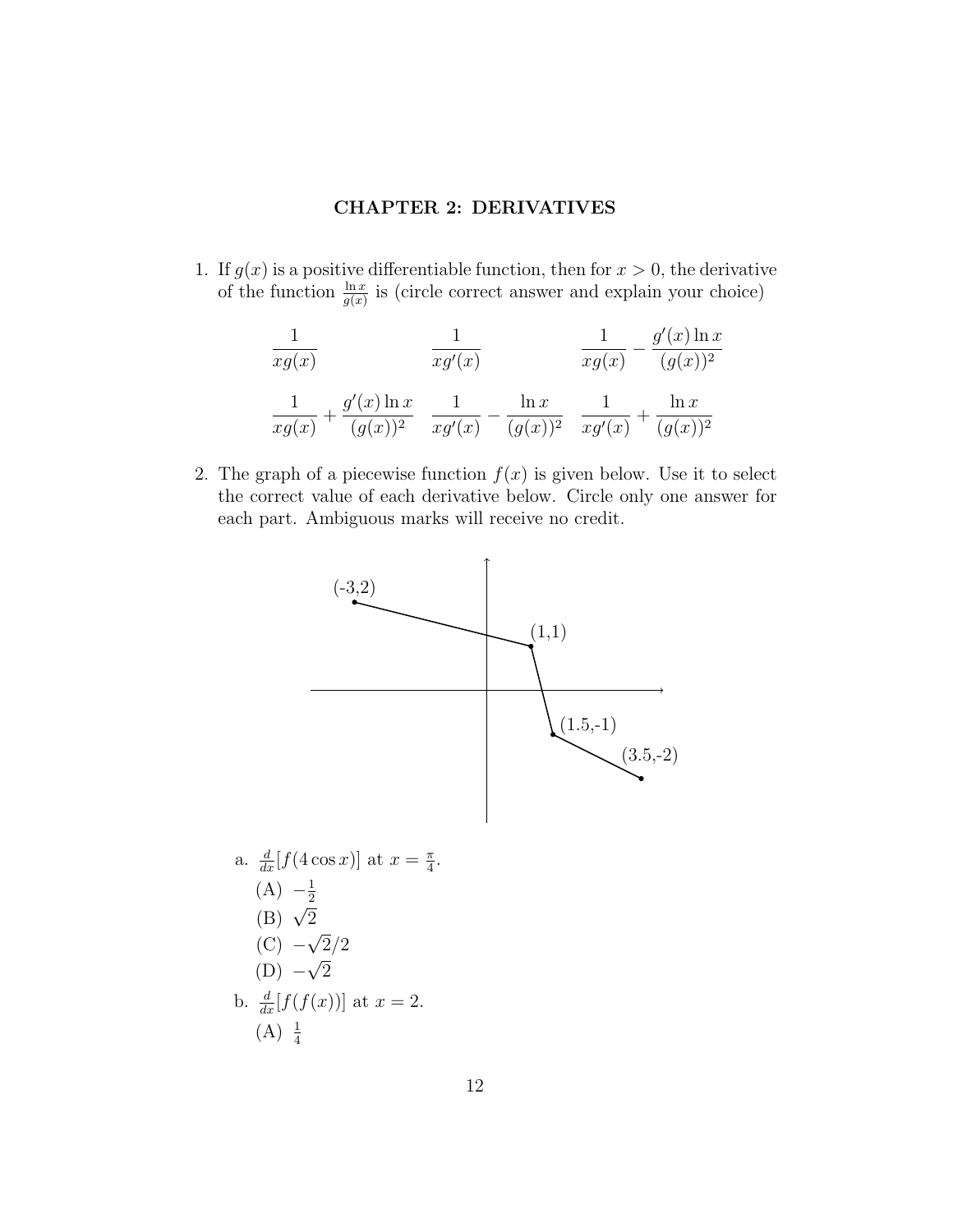# CHAPTER 2: DERIVATIVES

1. If $g(x)$ is a positive differentiable function, then for $x > 0$, the derivative of the function $\frac{\ln x}{g(x)}$ is (circle correct answer and explain your choice)

$$\frac{1}{xg(x)} \qquad \frac{1}{xg'(x)} \qquad \frac{1}{xg(x)} - \frac{g'(x)\ln x}{(g(x))^2}$$

$$\frac{1}{xg(x)} + \frac{g'(x)\ln x}{(g(x))^2} \qquad \frac{1}{xg'(x)} - \frac{\ln x}{(g(x))^2} \qquad \frac{1}{xg'(x)} + \frac{\ln x}{(g(x))^2}$$

2. The graph of a piecewise function $f(x)$ is given below. Use it to select the correct value of each derivative below. Circle only one answer for each part. Ambiguous marks will receive no credit.

(-3,2)

(1,1)

(1.5,-1)

(3.5,-2)

a. $\frac{d}{dx}[f(4\cos x)]$ at $x = \frac{\pi}{4}$.

(A) $-\frac{1}{2}$

(B) $\sqrt{2}$

(C) $-\sqrt{2}/2$

(D) $-\sqrt{2}$

b. $\frac{d}{dx}[f(f(x))]$ at $x = 2$.

(A) $\frac{1}{4}$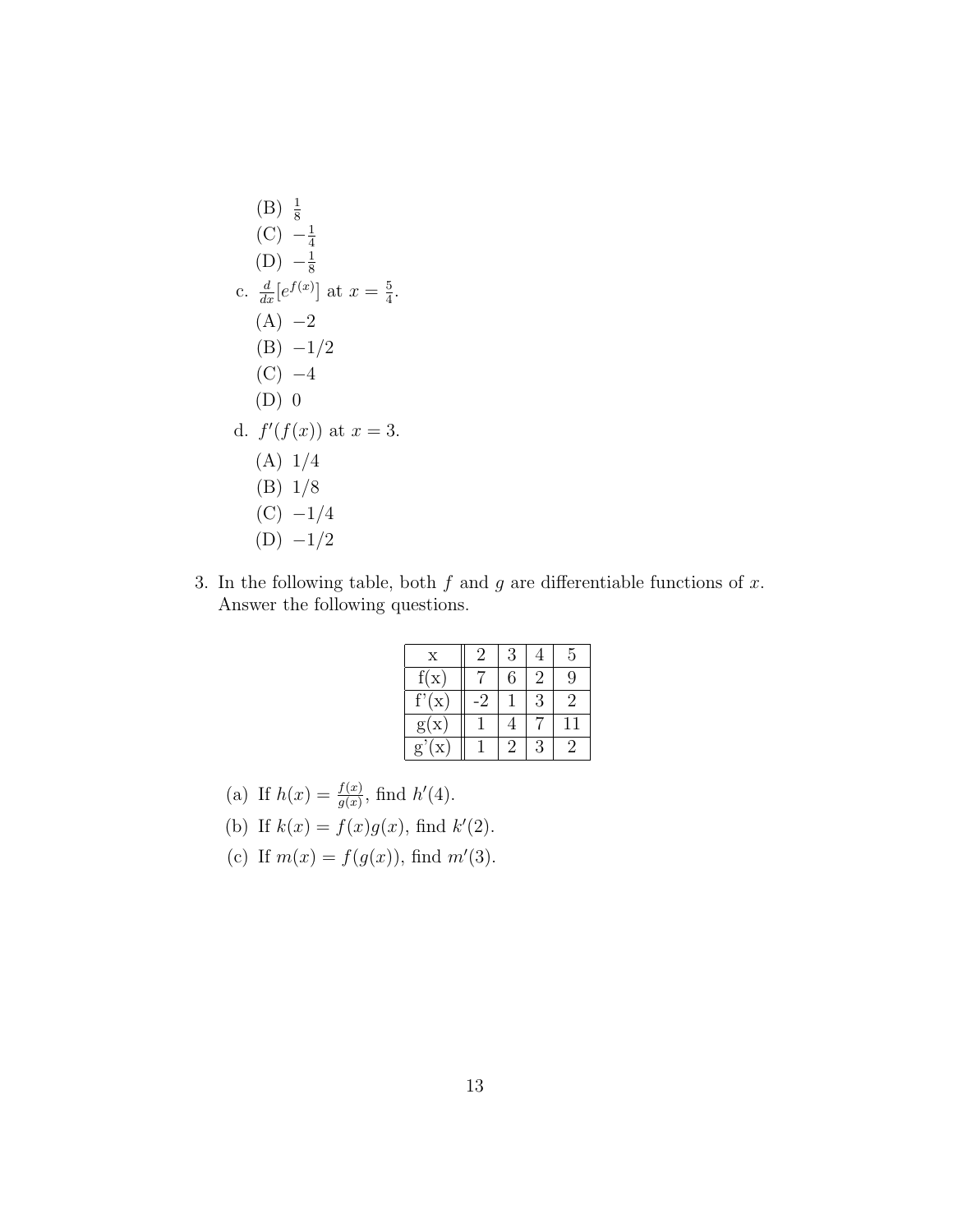(B) $\frac{1}{8}$

(C) $-\frac{1}{4}$

(D) $-\frac{1}{8}$

c. $\frac{d}{dx}[e^{f(x)}]$ at $x = \frac{5}{4}$.

(A) $-2$

(B) $-1/2$

(C) $-4$

(D) $0$

d. $f'(f(x))$ at $x = 3$.

(A) $1/4$

(B) $1/8$

(C) $-1/4$

(D) $-1/2$

3. In the following table, both $f$ and $g$ are differentiable functions of $x$. Answer the following questions.

| x | 2 | 3 | 4 | 5 |
|---|---|---|---|---|
| f(x) | 7 | 6 | 2 | 9 |
| f'(x) | -2 | 1 | 3 | 2 |
| g(x) | 1 | 4 | 7 | 11 |
| g'(x) | 1 | 2 | 3 | 2 |

(a) If $h(x) = \frac{f(x)}{g(x)}$, find $h'(4)$.

(b) If $k(x) = f(x)g(x)$, find $k'(2)$.

(c) If $m(x) = f(g(x))$, find $m'(3)$.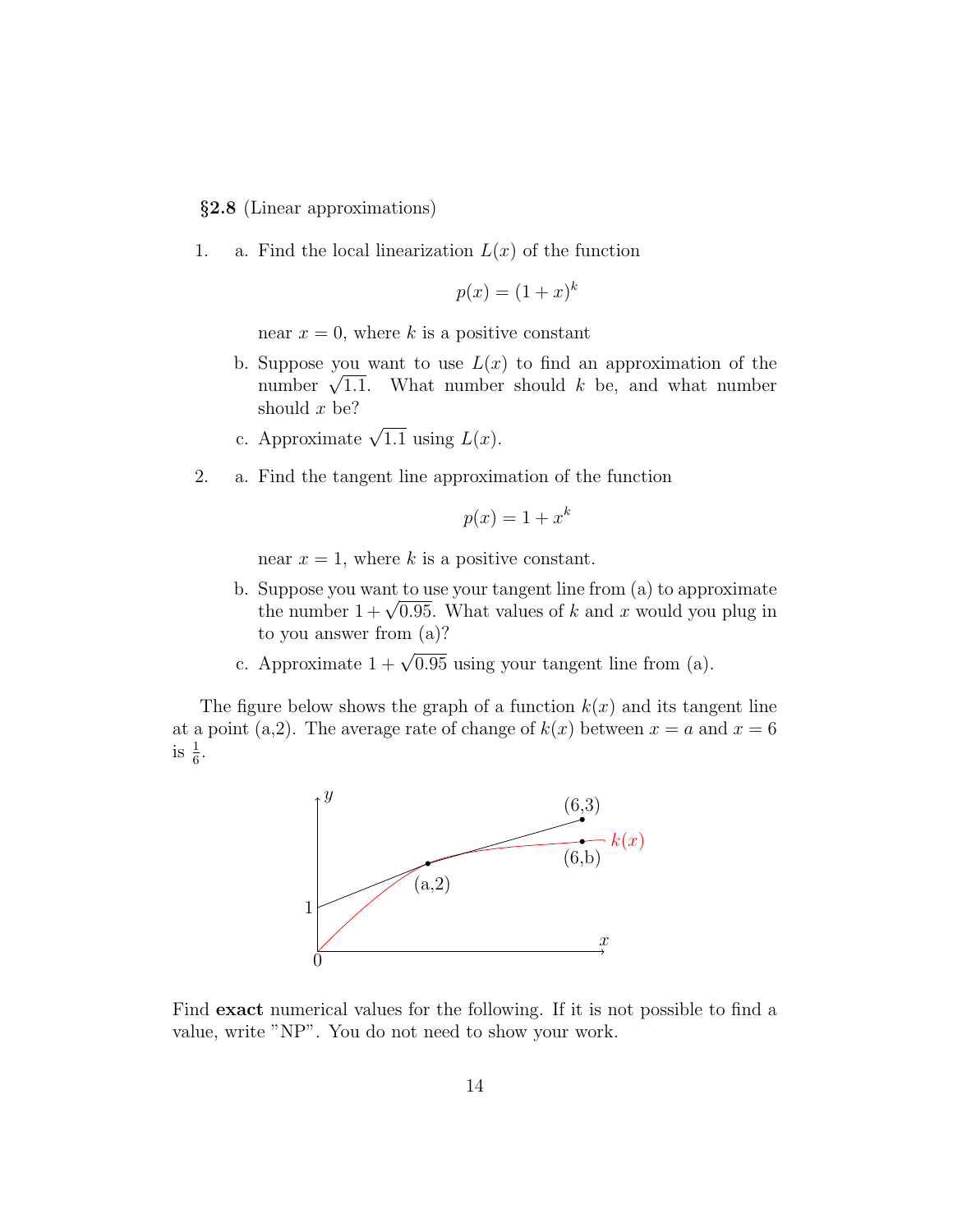**§2.8** (Linear approximations)

1. a. Find the local linearization $L(x)$ of the function

$$p(x) = (1+x)^k$$

   near $x = 0$, where $k$ is a positive constant

   b. Suppose you want to use $L(x)$ to find an approximation of the number $\sqrt{1.1}$. What number should $k$ be, and what number should $x$ be?

   c. Approximate $\sqrt{1.1}$ using $L(x)$.

2. a. Find the tangent line approximation of the function

$$p(x) = 1 + x^k$$

   near $x = 1$, where $k$ is a positive constant.

   b. Suppose you want to use your tangent line from (a) to approximate the number $1 + \sqrt{0.95}$. What values of $k$ and $x$ would you plug in to you answer from (a)?

   c. Approximate $1 + \sqrt{0.95}$ using your tangent line from (a).

The figure below shows the graph of a function $k(x)$ and its tangent line at a point (a,2). The average rate of change of $k(x)$ between $x = a$ and $x = 6$ is $\frac{1}{6}$.

Find **exact** numerical values for the following. If it is not possible to find a value, write "NP". You do not need to show your work.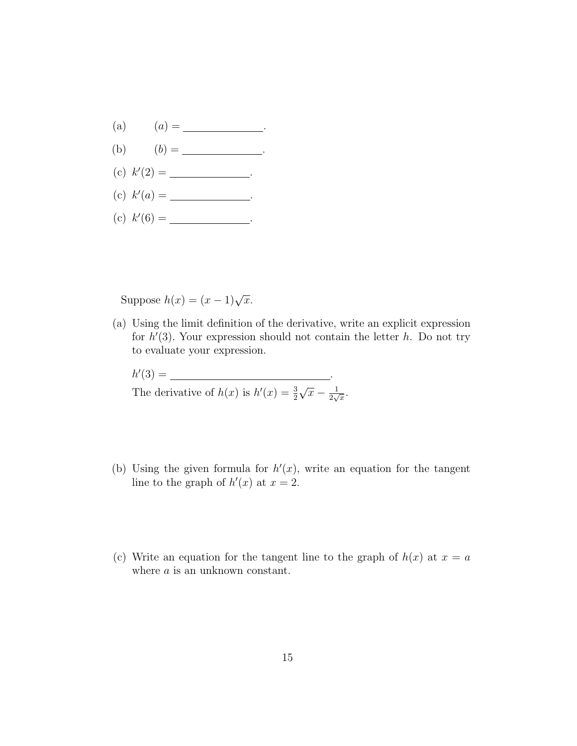(a) $\quad (a) =$ \_\_\_\_\_\_\_\_\_\_\_\_\_\_\_.

(b) $\quad (b) =$ \_\_\_\_\_\_\_\_\_\_\_\_\_\_\_.

(c) $k'(2) =$ \_\_\_\_\_\_\_\_\_\_\_\_\_\_\_.

(c) $k'(a) =$ \_\_\_\_\_\_\_\_\_\_\_\_\_\_\_.

(c) $k'(6) =$ \_\_\_\_\_\_\_\_\_\_\_\_\_\_\_.

Suppose $h(x) = (x-1)\sqrt{x}$.

(a) Using the limit definition of the derivative, write an explicit expression for $h'(3)$. Your expression should not contain the letter $h$. Do not try to evaluate your expression.

$h'(3) =$ \_\_\_\_\_\_\_\_\_\_\_\_\_\_\_\_\_\_\_\_\_\_\_\_\_\_\_\_.

The derivative of $h(x)$ is $h'(x) = \frac{3}{2}\sqrt{x} - \frac{1}{2\sqrt{x}}$.

(b) Using the given formula for $h'(x)$, write an equation for the tangent line to the graph of $h'(x)$ at $x = 2$.

(c) Write an equation for the tangent line to the graph of $h(x)$ at $x = a$ where $a$ is an unknown constant.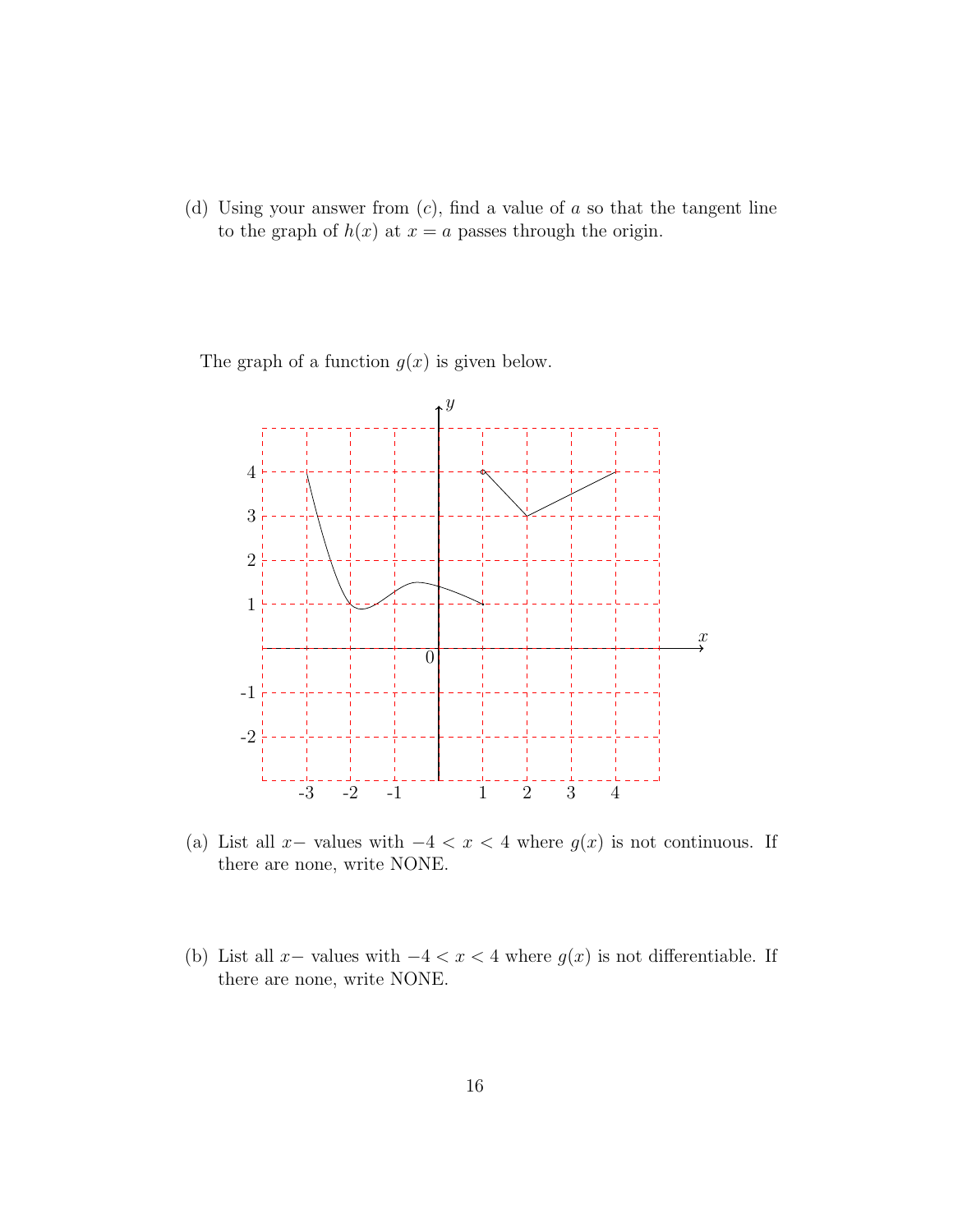(d) Using your answer from (c), find a value of $a$ so that the tangent line to the graph of $h(x)$ at $x = a$ passes through the origin.

The graph of a function $g(x)$ is given below.

(a) List all $x-$ values with $-4 < x < 4$ where $g(x)$ is not continuous. If there are none, write NONE.

(b) List all $x-$ values with $-4 < x < 4$ where $g(x)$ is not differentiable. If there are none, write NONE.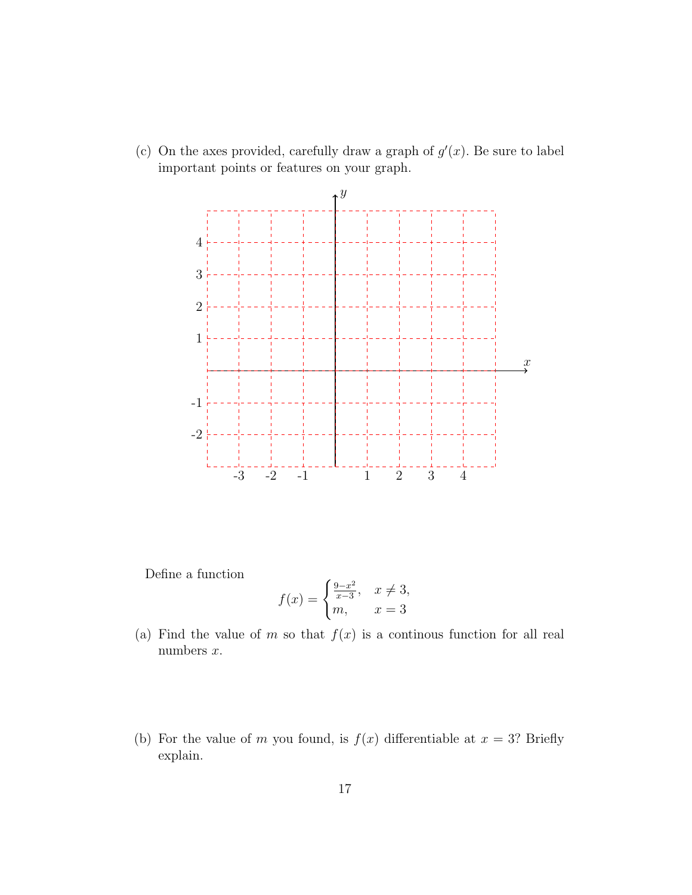(c) On the axes provided, carefully draw a graph of $g'(x)$. Be sure to label important points or features on your graph.

Define a function

$$f(x) = \begin{cases} \frac{9-x^2}{x-3}, & x \neq 3, \\ m, & x = 3 \end{cases}$$

(a) Find the value of $m$ so that $f(x)$ is a continous function for all real numbers $x$.

(b) For the value of $m$ you found, is $f(x)$ differentiable at $x = 3$? Briefly explain.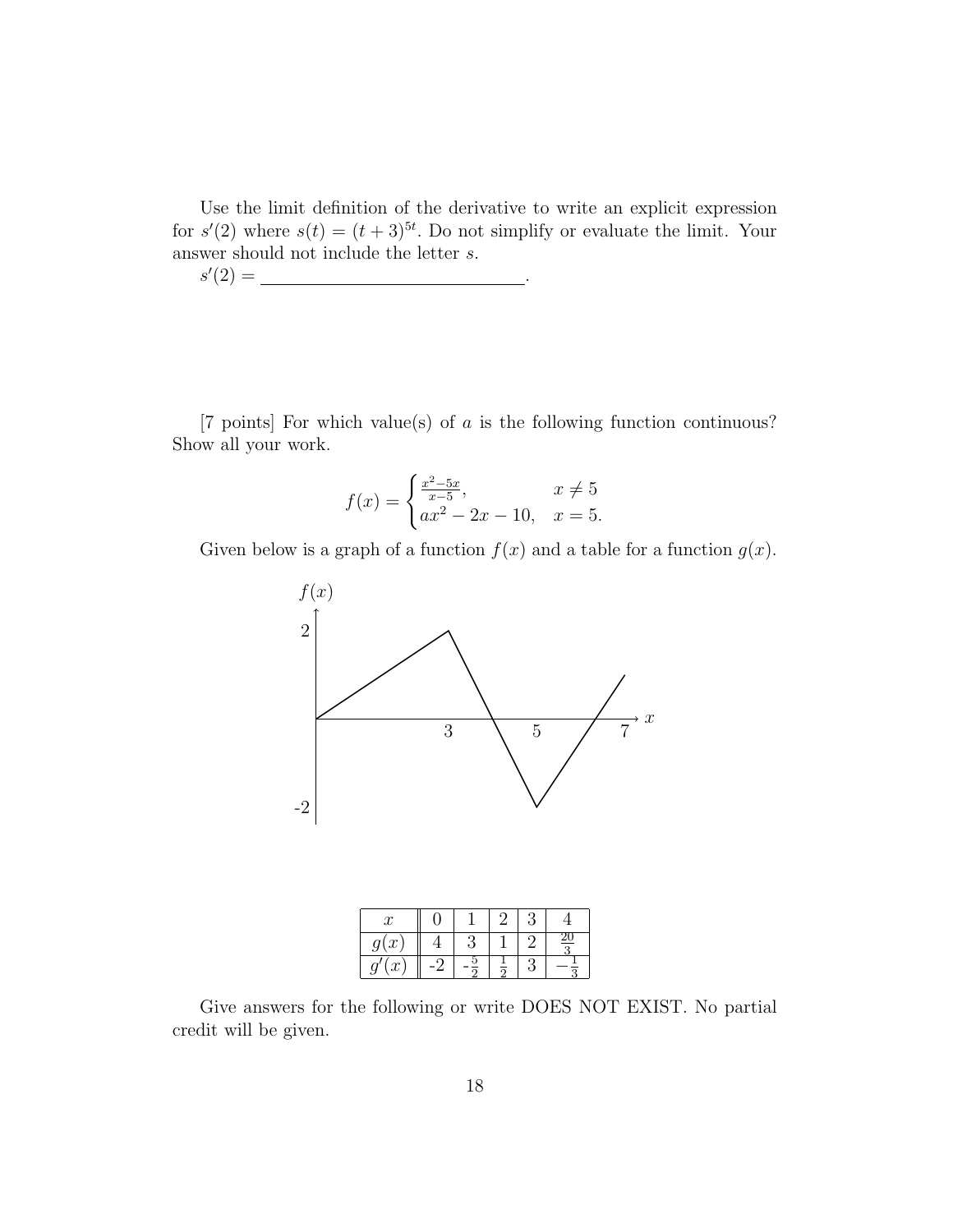Use the limit definition of the derivative to write an explicit expression for $s'(2)$ where $s(t) = (t+3)^{5t}$. Do not simplify or evaluate the limit. Your answer should not include the letter $s$.

$s'(2) =$ \_\_\_\_\_\_\_\_\_\_\_\_\_\_\_\_\_\_\_\_\_\_\_\_\_\_\_\_.

[7 points] For which value(s) of $a$ is the following function continuous? Show all your work.

$$f(x) = \begin{cases} \frac{x^2-5x}{x-5}, & x \neq 5 \\ ax^2 - 2x - 10, & x = 5. \end{cases}$$

Given below is a graph of a function $f(x)$ and a table for a function $g(x)$.

| $x$ | 0 | 1 | 2 | 3 | 4 |
|---|---|---|---|---|---|
| $g(x)$ | 4 | 3 | 1 | 2 | $\frac{20}{3}$ |
| $g'(x)$ | -2 | -$\frac{5}{2}$ | $\frac{1}{2}$ | 3 | $-\frac{1}{3}$ |

Give answers for the following or write DOES NOT EXIST. No partial credit will be given.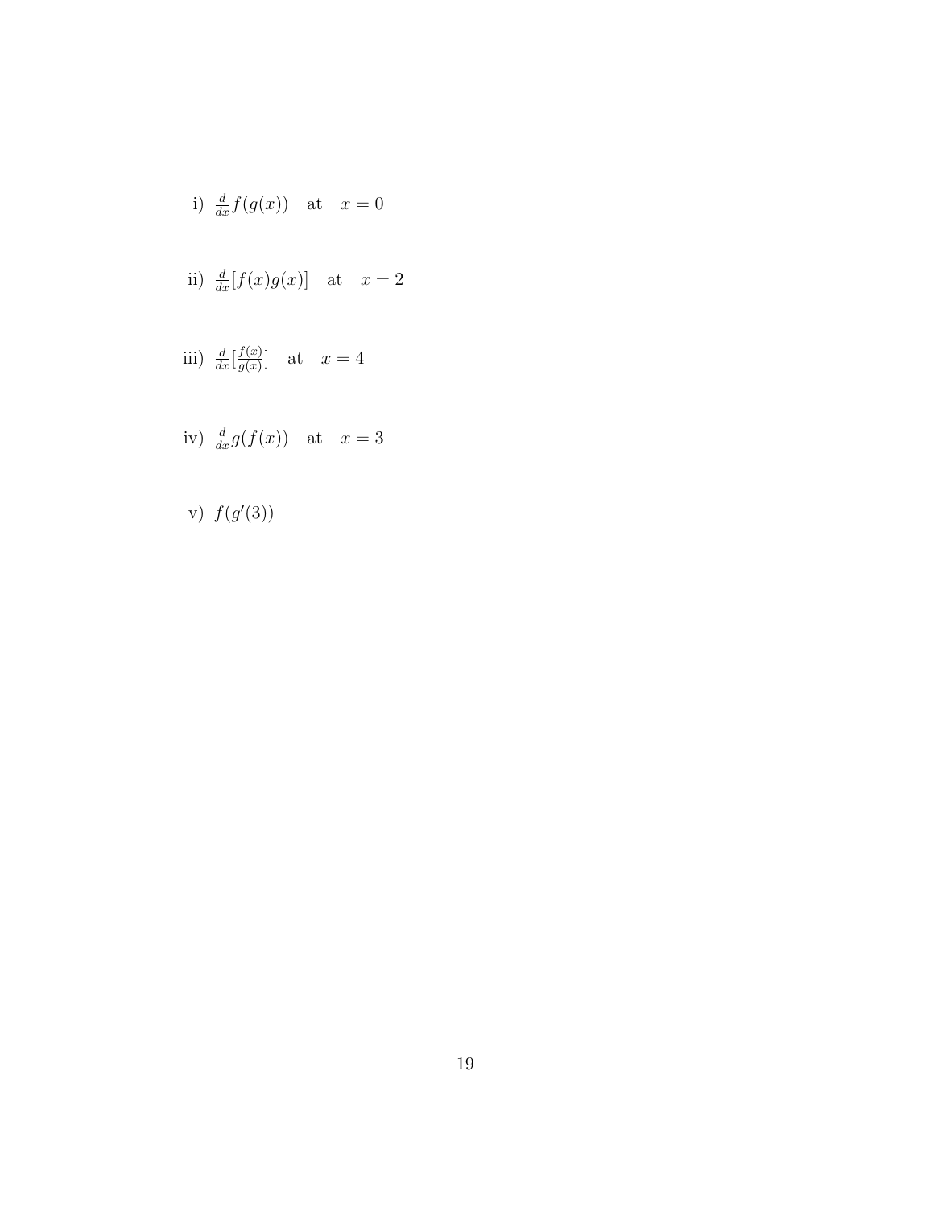i) $\frac{d}{dx}f(g(x))$ at $x = 0$

ii) $\frac{d}{dx}[f(x)g(x)]$ at $x = 2$

iii) $\frac{d}{dx}[\frac{f(x)}{g(x)}]$ at $x = 4$

iv) $\frac{d}{dx}g(f(x))$ at $x = 3$

v) $f(g'(3))$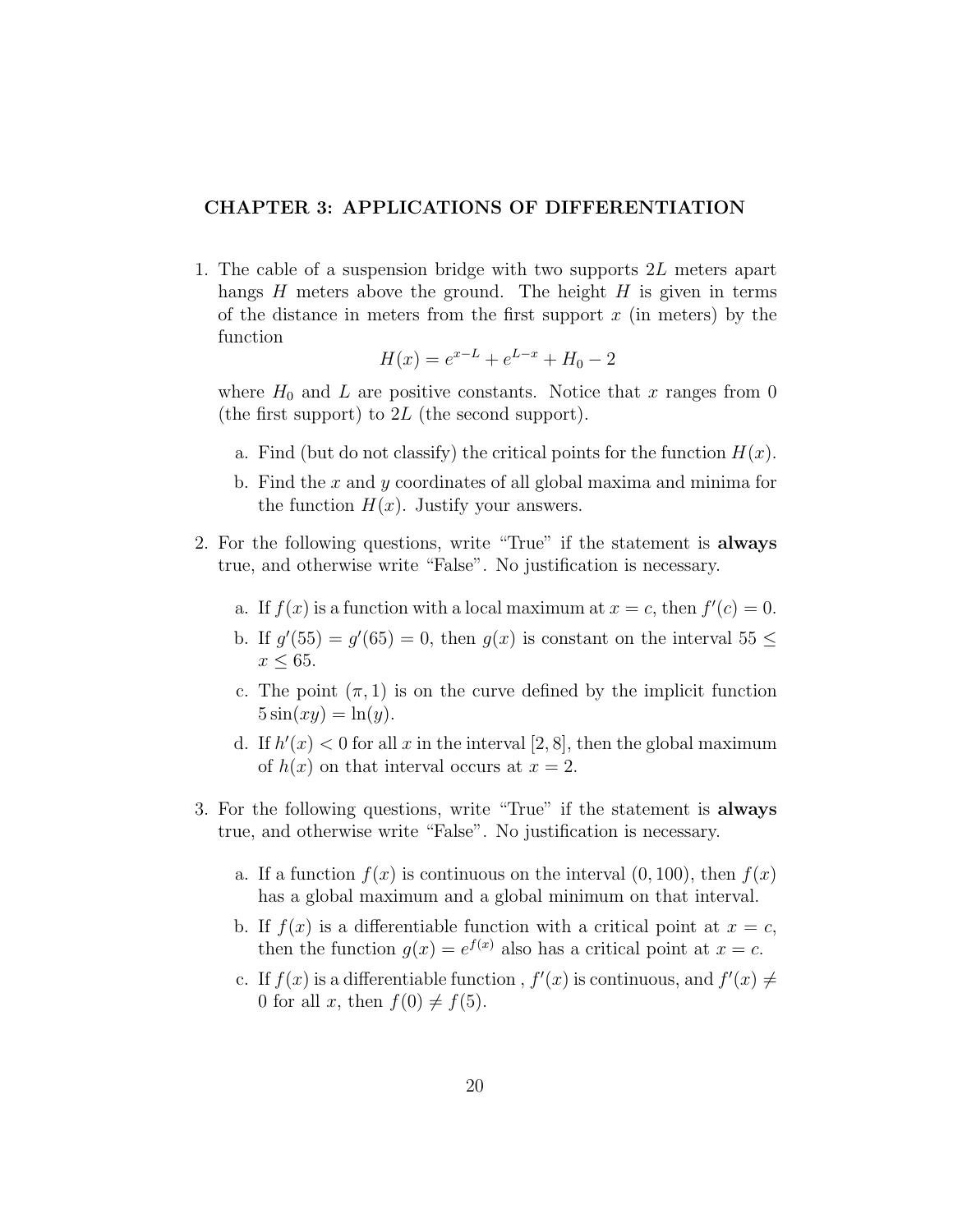## CHAPTER 3: APPLICATIONS OF DIFFERENTIATION

1. The cable of a suspension bridge with two supports $2L$ meters apart hangs $H$ meters above the ground. The height $H$ is given in terms of the distance in meters from the first support $x$ (in meters) by the function
$$H(x) = e^{x-L} + e^{L-x} + H_0 - 2$$
where $H_0$ and $L$ are positive constants. Notice that $x$ ranges from 0 (the first support) to $2L$ (the second support).

   a. Find (but do not classify) the critical points for the function $H(x)$.

   b. Find the $x$ and $y$ coordinates of all global maxima and minima for the function $H(x)$. Justify your answers.

2. For the following questions, write "True" if the statement is **always** true, and otherwise write "False". No justification is necessary.

   a. If $f(x)$ is a function with a local maximum at $x = c$, then $f'(c) = 0$.

   b. If $g'(55) = g'(65) = 0$, then $g(x)$ is constant on the interval $55 \leq x \leq 65$.

   c. The point $(\pi, 1)$ is on the curve defined by the implicit function $5\sin(xy) = \ln(y)$.

   d. If $h'(x) < 0$ for all $x$ in the interval $[2, 8]$, then the global maximum of $h(x)$ on that interval occurs at $x = 2$.

3. For the following questions, write "True" if the statement is **always** true, and otherwise write "False". No justification is necessary.

   a. If a function $f(x)$ is continuous on the interval $(0, 100)$, then $f(x)$ has a global maximum and a global minimum on that interval.

   b. If $f(x)$ is a differentiable function with a critical point at $x = c$, then the function $g(x) = e^{f(x)}$ also has a critical point at $x = c$.

   c. If $f(x)$ is a differentiable function , $f'(x)$ is continuous, and $f'(x) \neq 0$ for all $x$, then $f(0) \neq f(5)$.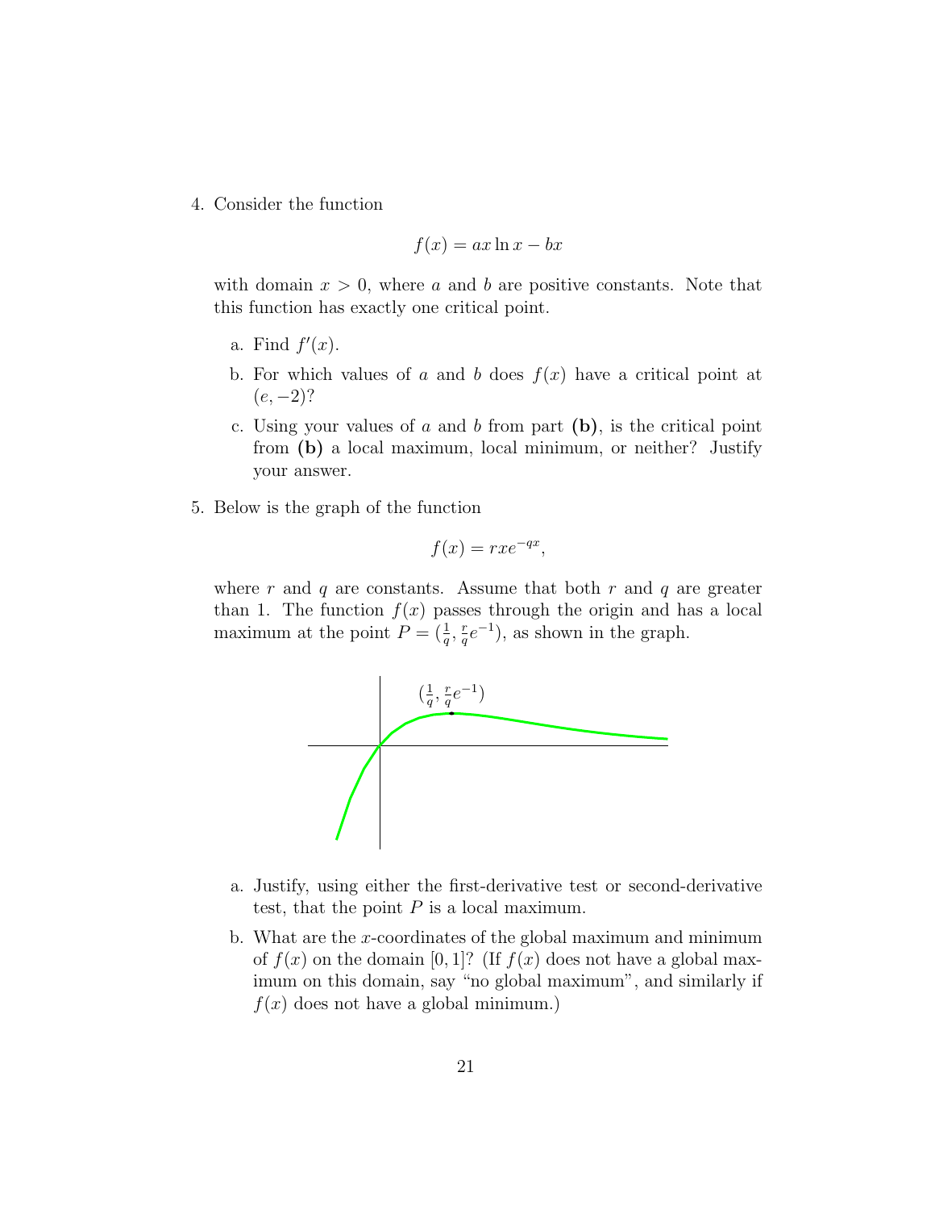4. Consider the function

$$f(x) = ax \ln x - bx$$

with domain $x > 0$, where $a$ and $b$ are positive constants. Note that this function has exactly one critical point.

   a. Find $f'(x)$.

   b. For which values of $a$ and $b$ does $f(x)$ have a critical point at $(e, -2)$?

   c. Using your values of $a$ and $b$ from part **(b)**, is the critical point from **(b)** a local maximum, local minimum, or neither? Justify your answer.

5. Below is the graph of the function

$$f(x) = rxe^{-qx},$$

where $r$ and $q$ are constants. Assume that both $r$ and $q$ are greater than 1. The function $f(x)$ passes through the origin and has a local maximum at the point $P = (\frac{1}{q}, \frac{r}{q}e^{-1})$, as shown in the graph.

   a. Justify, using either the first-derivative test or second-derivative test, that the point $P$ is a local maximum.

   b. What are the $x$-coordinates of the global maximum and minimum of $f(x)$ on the domain $[0, 1]$? (If $f(x)$ does not have a global maximum on this domain, say "no global maximum", and similarly if $f(x)$ does not have a global minimum.)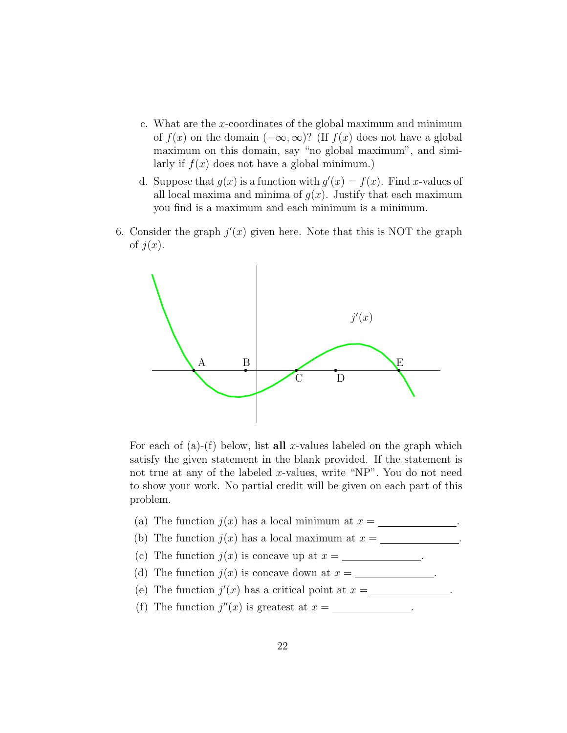c. What are the $x$-coordinates of the global maximum and minimum of $f(x)$ on the domain $(-\infty, \infty)$? (If $f(x)$ does not have a global maximum on this domain, say "no global maximum", and similarly if $f(x)$ does not have a global minimum.)

d. Suppose that $g(x)$ is a function with $g'(x) = f(x)$. Find $x$-values of all local maxima and minima of $g(x)$. Justify that each maximum you find is a maximum and each minimum is a minimum.

6. Consider the graph $j'(x)$ given here. Note that this is NOT the graph of $j(x)$.

For each of (a)-(f) below, list **all** $x$-values labeled on the graph which satisfy the given statement in the blank provided. If the statement is not true at any of the labeled $x$-values, write "NP". You do not need to show your work. No partial credit will be given on each part of this problem.

(a) The function $j(x)$ has a local minimum at $x =$ \_\_\_\_\_\_\_\_\_\_\_\_\_\_.

(b) The function $j(x)$ has a local maximum at $x =$ \_\_\_\_\_\_\_\_\_\_\_\_\_\_.

(c) The function $j(x)$ is concave up at $x =$ \_\_\_\_\_\_\_\_\_\_\_\_\_\_.

(d) The function $j(x)$ is concave down at $x =$ \_\_\_\_\_\_\_\_\_\_\_\_\_\_.

(e) The function $j'(x)$ has a critical point at $x =$ \_\_\_\_\_\_\_\_\_\_\_\_\_\_.

(f) The function $j''(x)$ is greatest at $x =$ \_\_\_\_\_\_\_\_\_\_\_\_\_\_.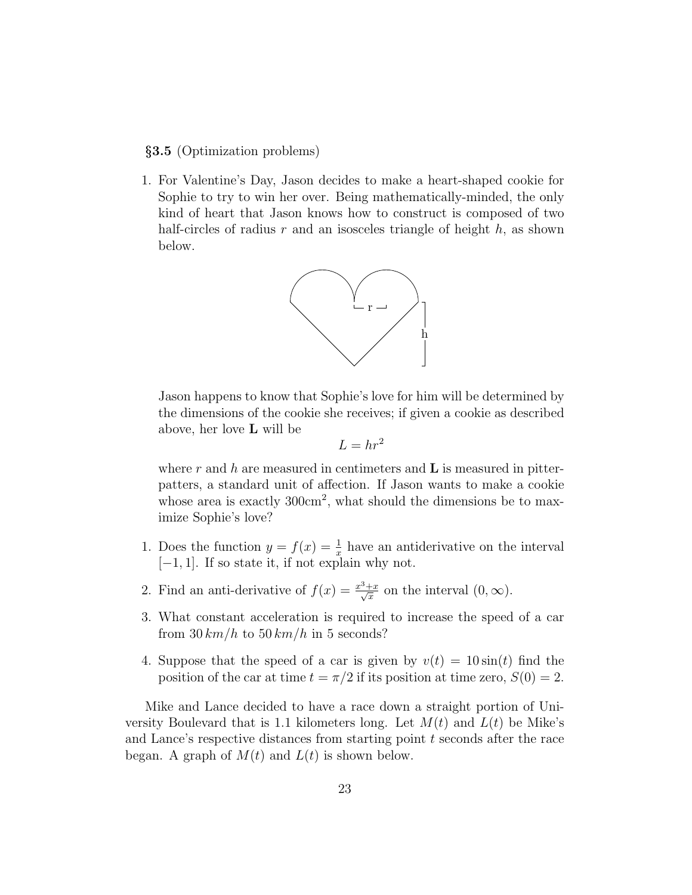**§3.5** (Optimization problems)

1. For Valentine's Day, Jason decides to make a heart-shaped cookie for Sophie to try to win her over. Being mathematically-minded, the only kind of heart that Jason knows how to construct is composed of two half-circles of radius $r$ and an isosceles triangle of height $h$, as shown below.

   Jason happens to know that Sophie's love for him will be determined by the dimensions of the cookie she receives; if given a cookie as described above, her love **L** will be
   $$L = hr^2$$
   where $r$ and $h$ are measured in centimeters and **L** is measured in pitter-patters, a standard unit of affection. If Jason wants to make a cookie whose area is exactly $300\text{cm}^2$, what should the dimensions be to maximize Sophie's love?

1. Does the function $y = f(x) = \frac{1}{x}$ have an antiderivative on the interval $[-1, 1]$. If so state it, if not explain why not.

2. Find an anti-derivative of $f(x) = \frac{x^3+x}{\sqrt{x}}$ on the interval $(0, \infty)$.

3. What constant acceleration is required to increase the speed of a car from $30\,km/h$ to $50\,km/h$ in 5 seconds?

4. Suppose that the speed of a car is given by $v(t) = 10\sin(t)$ find the position of the car at time $t = \pi/2$ if its position at time zero, $S(0) = 2$.

Mike and Lance decided to have a race down a straight portion of University Boulevard that is 1.1 kilometers long. Let $M(t)$ and $L(t)$ be Mike's and Lance's respective distances from starting point $t$ seconds after the race began. A graph of $M(t)$ and $L(t)$ is shown below.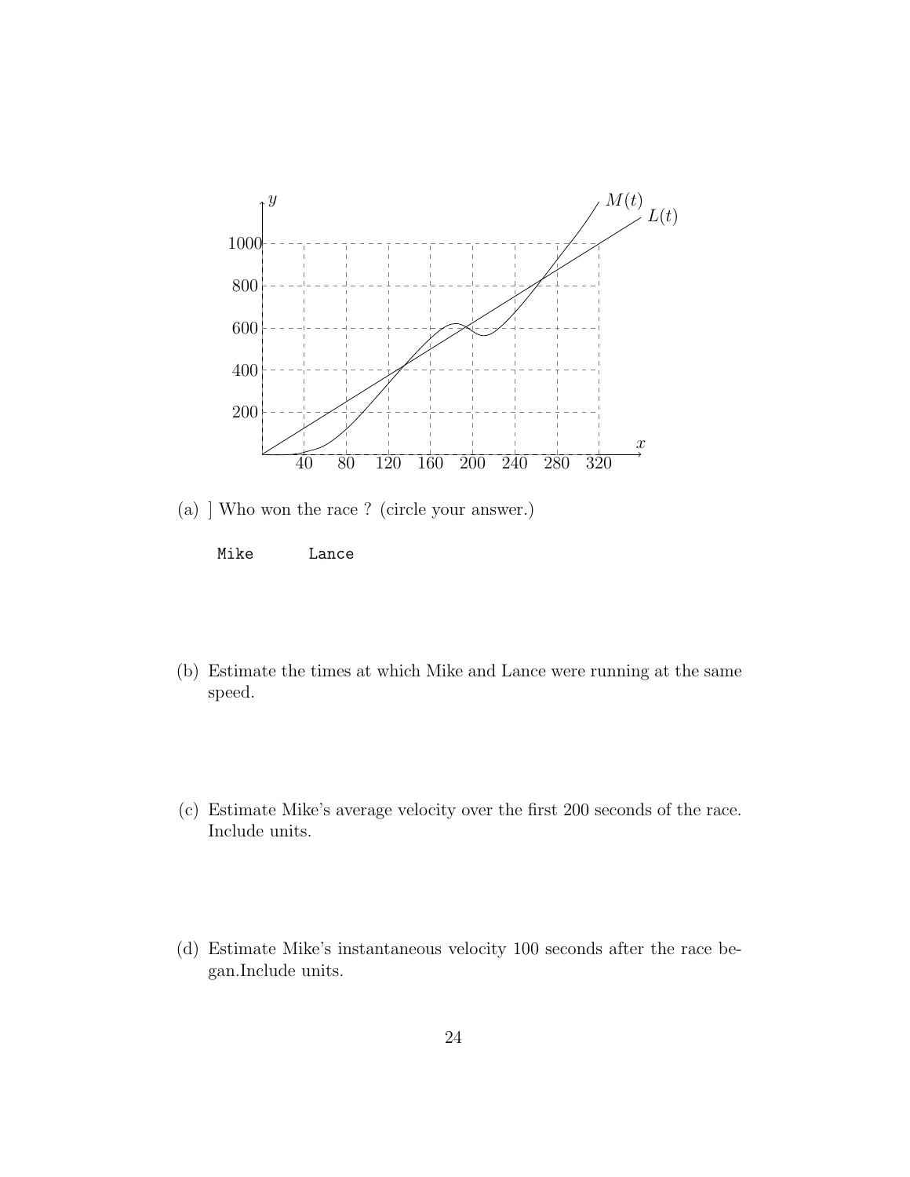(a) ] Who won the race ? (circle your answer.)

```
Mike      Lance
```

(b) Estimate the times at which Mike and Lance were running at the same speed.

(c) Estimate Mike's average velocity over the first 200 seconds of the race. Include units.

(d) Estimate Mike's instantaneous velocity 100 seconds after the race began.Include units.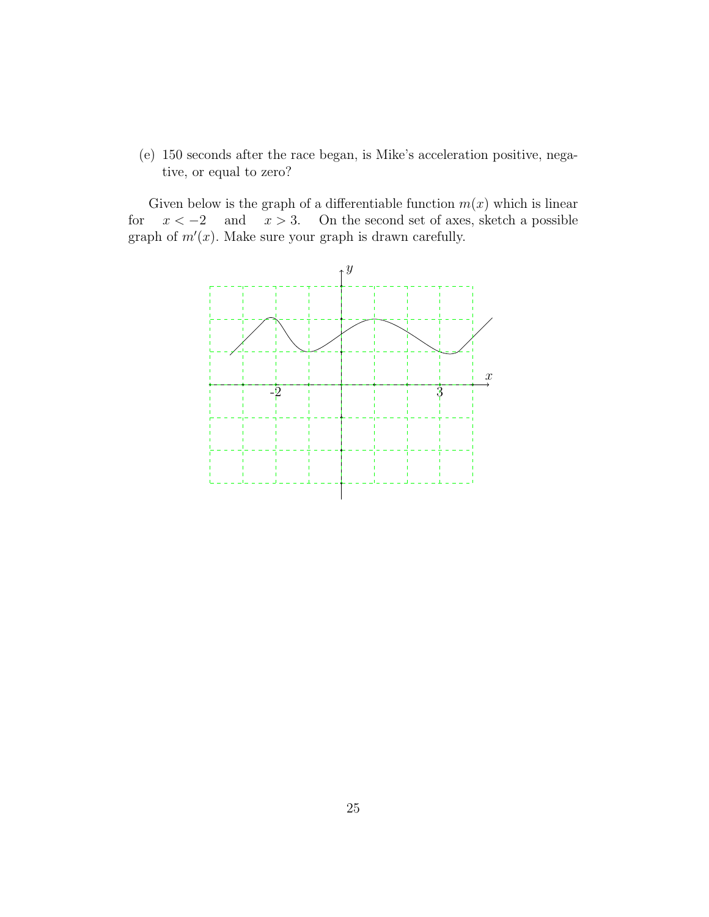(e) 150 seconds after the race began, is Mike's acceleration positive, negative, or equal to zero?

Given below is the graph of a differentiable function $m(x)$ which is linear for $x < -2$ and $x > 3$. On the second set of axes, sketch a possible graph of $m'(x)$. Make sure your graph is drawn carefully.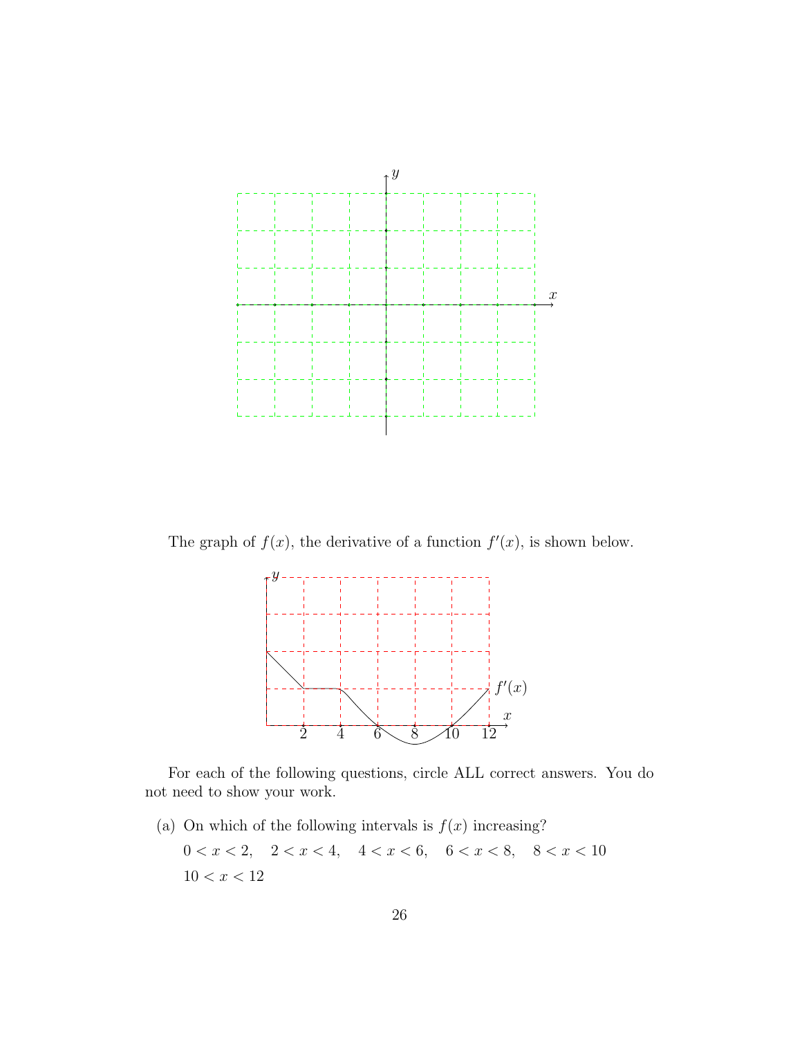The graph of $f(x)$, the derivative of a function $f'(x)$, is shown below.

For each of the following questions, circle ALL correct answers. You do not need to show your work.

(a) On which of the following intervals is $f(x)$ increasing?

$0 < x < 2$, $\quad 2 < x < 4$, $\quad 4 < x < 6$, $\quad 6 < x < 8$, $\quad 8 < x < 10$

$10 < x < 12$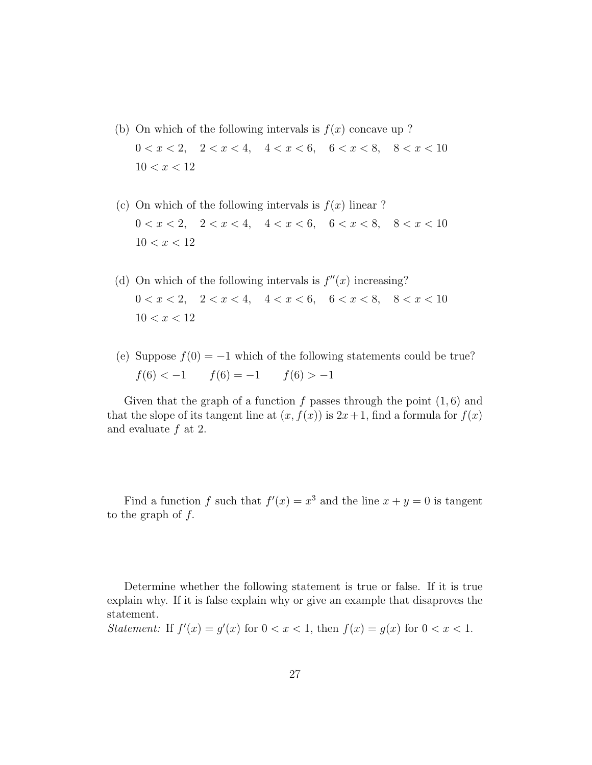(b) On which of the following intervals is $f(x)$ concave up ?

$0 < x < 2, \quad 2 < x < 4, \quad 4 < x < 6, \quad 6 < x < 8, \quad 8 < x < 10$

$10 < x < 12$

(c) On which of the following intervals is $f(x)$ linear ?

$0 < x < 2, \quad 2 < x < 4, \quad 4 < x < 6, \quad 6 < x < 8, \quad 8 < x < 10$

$10 < x < 12$

(d) On which of the following intervals is $f''(x)$ increasing?

$0 < x < 2, \quad 2 < x < 4, \quad 4 < x < 6, \quad 6 < x < 8, \quad 8 < x < 10$

$10 < x < 12$

(e) Suppose $f(0) = -1$ which of the following statements could be true?

$f(6) < -1 \qquad f(6) = -1 \qquad f(6) > -1$

Given that the graph of a function $f$ passes through the point $(1, 6)$ and that the slope of its tangent line at $(x, f(x))$ is $2x + 1$, find a formula for $f(x)$ and evaluate $f$ at 2.

Find a function $f$ such that $f'(x) = x^3$ and the line $x + y = 0$ is tangent to the graph of $f$.

Determine whether the following statement is true or false. If it is true explain why. If it is false explain why or give an example that disaproves the statement.

*Statement:* If $f'(x) = g'(x)$ for $0 < x < 1$, then $f(x) = g(x)$ for $0 < x < 1$.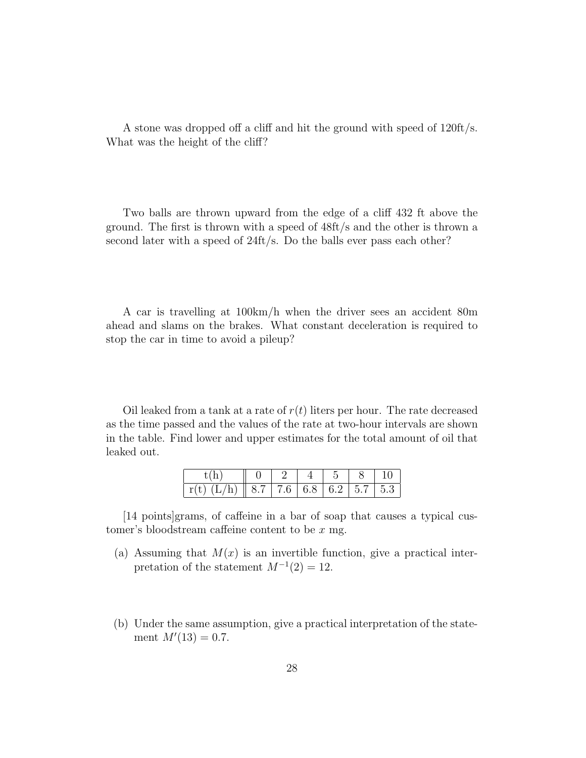A stone was dropped off a cliff and hit the ground with speed of 120ft/s. What was the height of the cliff?

Two balls are thrown upward from the edge of a cliff 432 ft above the ground. The first is thrown with a speed of 48ft/s and the other is thrown a second later with a speed of 24ft/s. Do the balls ever pass each other?

A car is travelling at 100km/h when the driver sees an accident 80m ahead and slams on the brakes. What constant deceleration is required to stop the car in time to avoid a pileup?

Oil leaked from a tank at a rate of $r(t)$ liters per hour. The rate decreased as the time passed and the values of the rate at two-hour intervals are shown in the table. Find lower and upper estimates for the total amount of oil that leaked out.

| t(h) | 0 | 2 | 4 | 5 | 8 | 10 |
|---|---|---|---|---|---|---|
| r(t) (L/h) | 8.7 | 7.6 | 6.8 | 6.2 | 5.7 | 5.3 |

[14 points]grams, of caffeine in a bar of soap that causes a typical customer's bloodstream caffeine content to be $x$ mg.

(a) Assuming that $M(x)$ is an invertible function, give a practical interpretation of the statement $M^{-1}(2) = 12$.

(b) Under the same assumption, give a practical interpretation of the statement $M'(13) = 0.7$.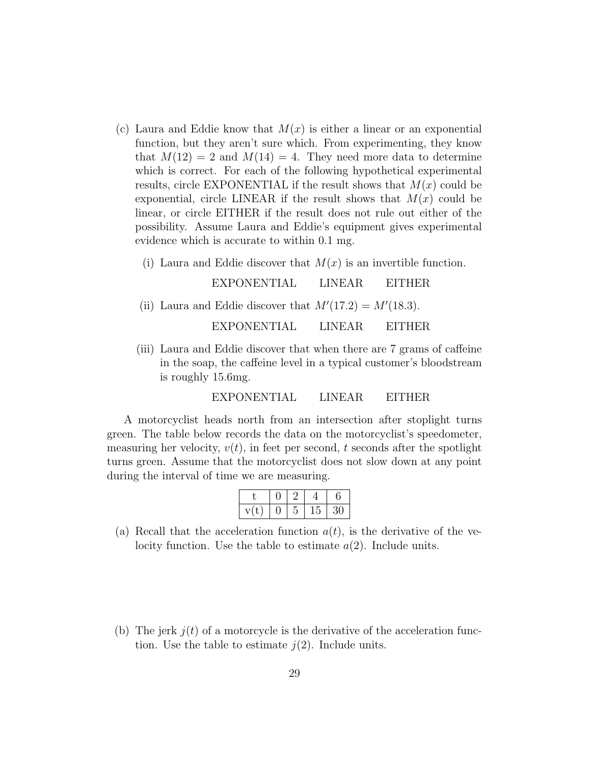(c) Laura and Eddie know that $M(x)$ is either a linear or an exponential function, but they aren't sure which. From experimenting, they know that $M(12) = 2$ and $M(14) = 4$. They need more data to determine which is correct. For each of the following hypothetical experimental results, circle EXPONENTIAL if the result shows that $M(x)$ could be exponential, circle LINEAR if the result shows that $M(x)$ could be linear, or circle EITHER if the result does not rule out either of the possibility. Assume Laura and Eddie's equipment gives experimental evidence which is accurate to within 0.1 mg.

(i) Laura and Eddie discover that $M(x)$ is an invertible function.

EXPONENTIAL LINEAR EITHER

(ii) Laura and Eddie discover that $M'(17.2) = M'(18.3)$.

EXPONENTIAL LINEAR EITHER

(iii) Laura and Eddie discover that when there are 7 grams of caffeine in the soap, the caffeine level in a typical customer's bloodstream is roughly 15.6mg.

EXPONENTIAL LINEAR EITHER

A motorcyclist heads north from an intersection after stoplight turns green. The table below records the data on the motorcyclist's speedometer, measuring her velocity, $v(t)$, in feet per second, $t$ seconds after the spotlight turns green. Assume that the motorcyclist does not slow down at any point during the interval of time we are measuring.

| t | 0 | 2 | 4 | 6 |
|---|---|---|---|---|
| v(t) | 0 | 5 | 15 | 30 |

(a) Recall that the acceleration function $a(t)$, is the derivative of the velocity function. Use the table to estimate $a(2)$. Include units.

(b) The jerk $j(t)$ of a motorcycle is the derivative of the acceleration function. Use the table to estimate $j(2)$. Include units.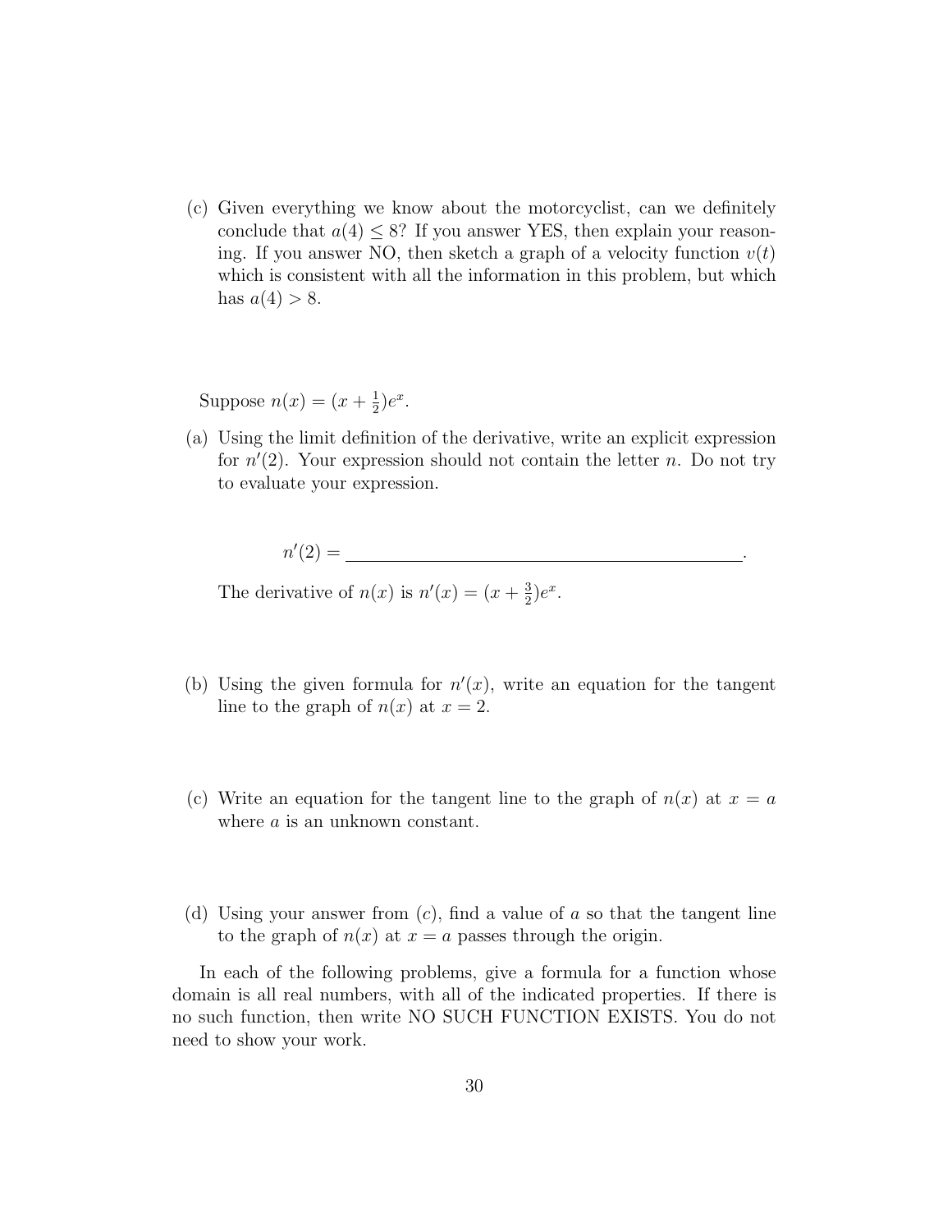(c) Given everything we know about the motorcyclist, can we definitely conclude that $a(4) \leq 8$? If you answer YES, then explain your reasoning. If you answer NO, then sketch a graph of a velocity function $v(t)$ which is consistent with all the information in this problem, but which has $a(4) > 8$.

Suppose $n(x) = (x + \frac{1}{2})e^x$.

(a) Using the limit definition of the derivative, write an explicit expression for $n'(2)$. Your expression should not contain the letter $n$. Do not try to evaluate your expression.

$n'(2) =$ \_\_\_\_\_\_\_\_\_\_\_\_\_\_\_\_\_\_\_\_\_\_\_\_\_\_\_\_\_\_\_\_\_\_\_\_\_\_\_\_.

The derivative of $n(x)$ is $n'(x) = (x + \frac{3}{2})e^x$.

(b) Using the given formula for $n'(x)$, write an equation for the tangent line to the graph of $n(x)$ at $x = 2$.

(c) Write an equation for the tangent line to the graph of $n(x)$ at $x = a$ where $a$ is an unknown constant.

(d) Using your answer from (c), find a value of $a$ so that the tangent line to the graph of $n(x)$ at $x = a$ passes through the origin.

In each of the following problems, give a formula for a function whose domain is all real numbers, with all of the indicated properties. If there is no such function, then write NO SUCH FUNCTION EXISTS. You do not need to show your work.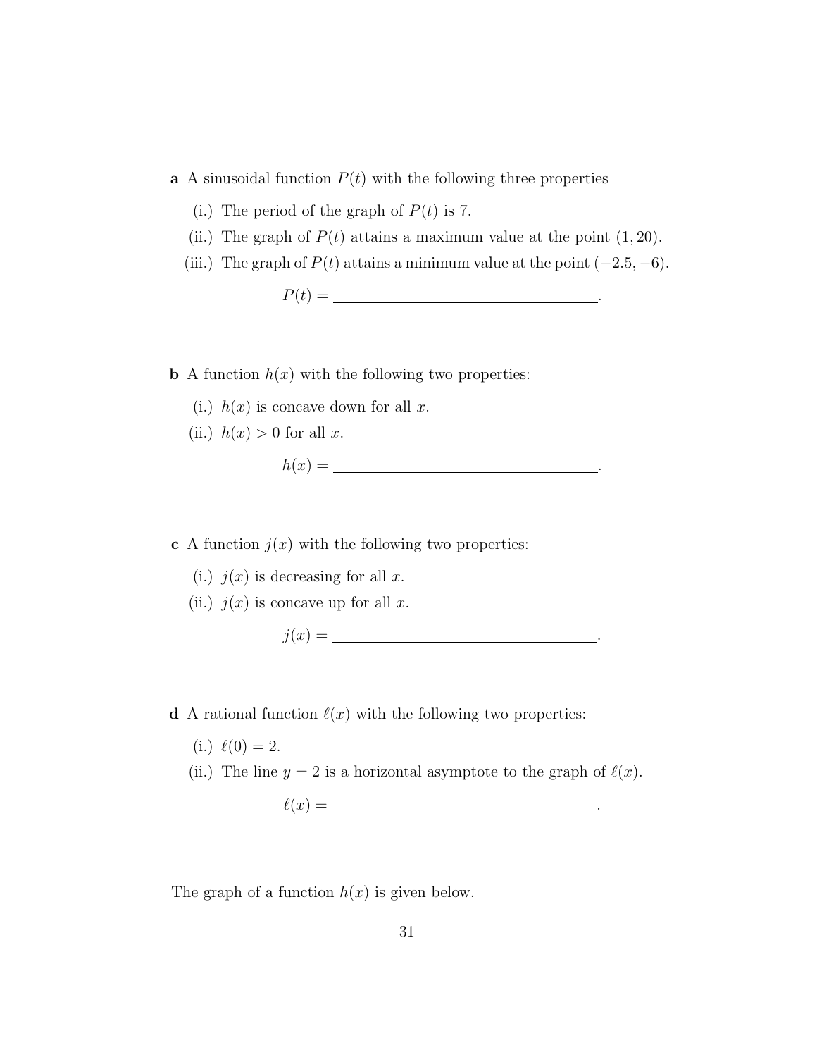**a** A sinusoidal function $P(t)$ with the following three properties

(i.) The period of the graph of $P(t)$ is 7.

(ii.) The graph of $P(t)$ attains a maximum value at the point $(1, 20)$.

(iii.) The graph of $P(t)$ attains a minimum value at the point $(-2.5, -6)$.

$$P(t) = \underline{\hspace{6cm}}.$$

**b** A function $h(x)$ with the following two properties:

(i.) $h(x)$ is concave down for all $x$.

(ii.) $h(x) > 0$ for all $x$.

$$h(x) = \underline{\hspace{6cm}}.$$

**c** A function $j(x)$ with the following two properties:

(i.) $j(x)$ is decreasing for all $x$.

(ii.) $j(x)$ is concave up for all $x$.

$$j(x) = \underline{\hspace{6cm}}.$$

**d** A rational function $\ell(x)$ with the following two properties:

(i.) $\ell(0) = 2$.

(ii.) The line $y = 2$ is a horizontal asymptote to the graph of $\ell(x)$.

$$\ell(x) = \underline{\hspace{6cm}}.$$

The graph of a function $h(x)$ is given below.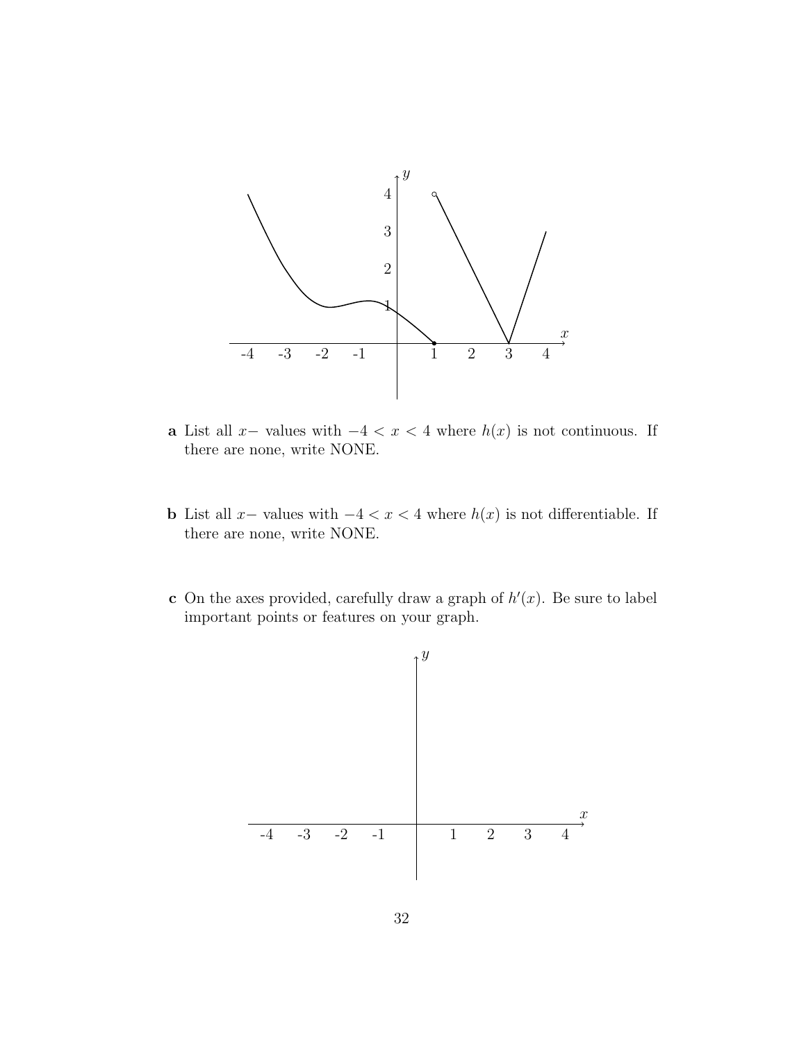**a** List all $x-$ values with $-4 < x < 4$ where $h(x)$ is not continuous. If there are none, write NONE.

**b** List all $x-$ values with $-4 < x < 4$ where $h(x)$ is not differentiable. If there are none, write NONE.

**c** On the axes provided, carefully draw a graph of $h'(x)$. Be sure to label important points or features on your graph.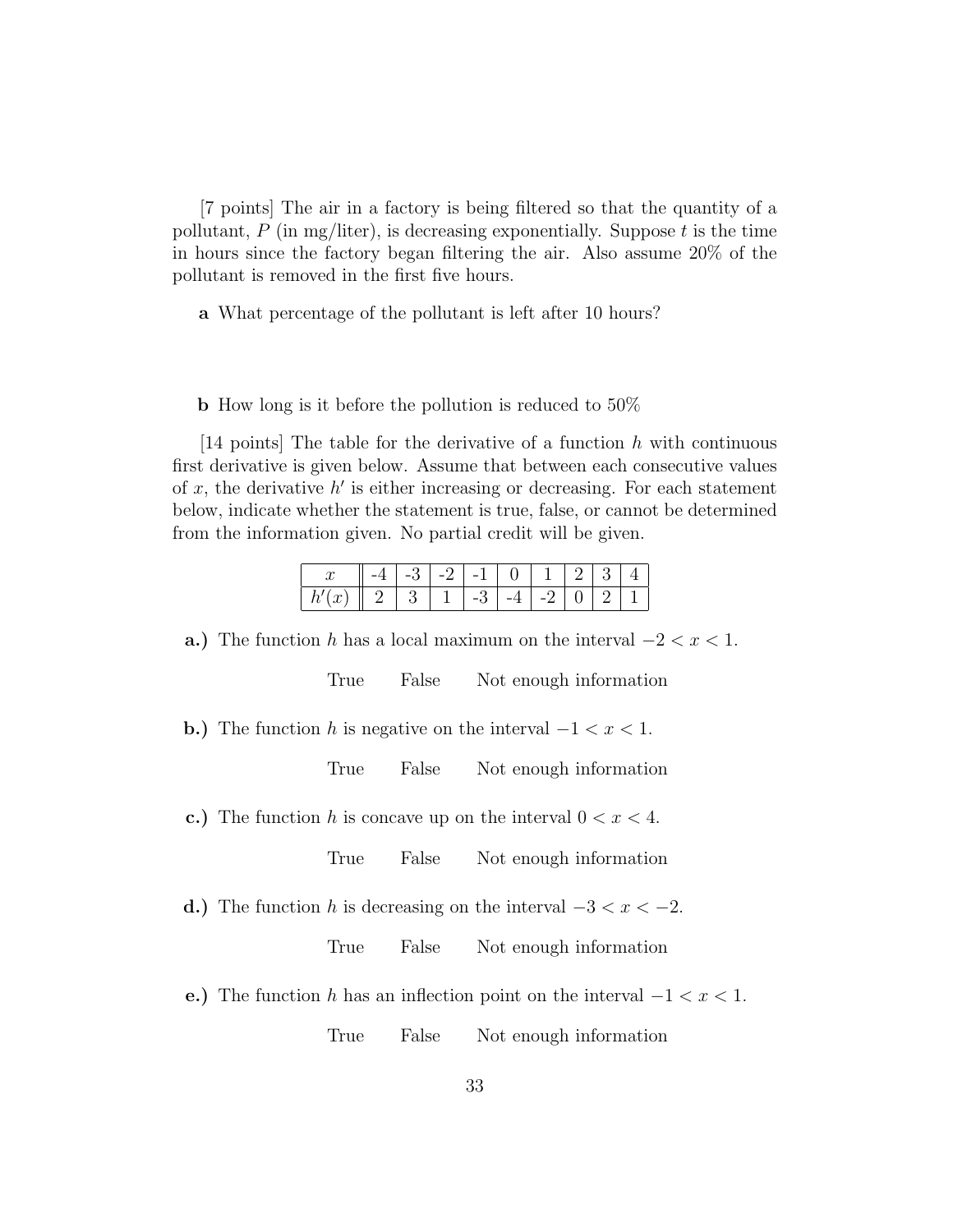[7 points] The air in a factory is being filtered so that the quantity of a pollutant, $P$ (in mg/liter), is decreasing exponentially. Suppose $t$ is the time in hours since the factory began filtering the air. Also assume 20% of the pollutant is removed in the first five hours.

**a** What percentage of the pollutant is left after 10 hours?

**b** How long is it before the pollution is reduced to 50%

[14 points] The table for the derivative of a function $h$ with continuous first derivative is given below. Assume that between each consecutive values of $x$, the derivative $h'$ is either increasing or decreasing. For each statement below, indicate whether the statement is true, false, or cannot be determined from the information given. No partial credit will be given.

| $x$ | -4 | -3 | -2 | -1 | 0 | 1 | 2 | 3 | 4 |
|---|---|---|---|---|---|---|---|---|---|
| $h'(x)$ | 2 | 3 | 1 | -3 | -4 | -2 | 0 | 2 | 1 |

**a.)** The function $h$ has a local maximum on the interval $-2 < x < 1$.

True False Not enough information

**b.)** The function $h$ is negative on the interval $-1 < x < 1$.

True False Not enough information

**c.)** The function $h$ is concave up on the interval $0 < x < 4$.

True False Not enough information

**d.)** The function $h$ is decreasing on the interval $-3 < x < -2$.

True False Not enough information

**e.)** The function $h$ has an inflection point on the interval $-1 < x < 1$.

True False Not enough information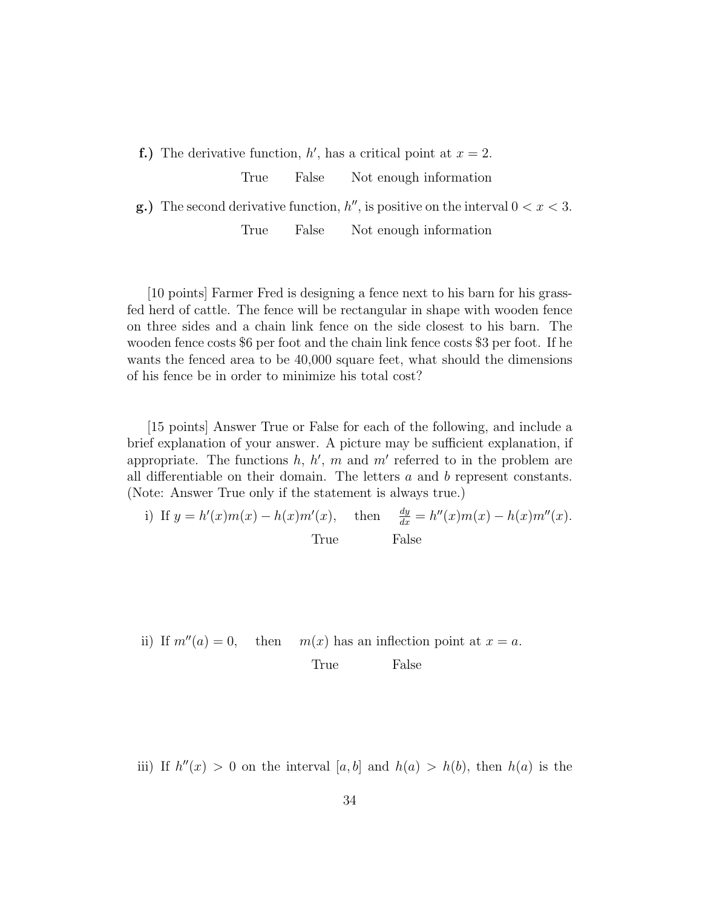**f.)** The derivative function, $h'$, has a critical point at $x = 2$.

True  False  Not enough information

**g.)** The second derivative function, $h''$, is positive on the interval $0 < x < 3$.

True  False  Not enough information

[10 points] Farmer Fred is designing a fence next to his barn for his grass-fed herd of cattle. The fence will be rectangular in shape with wooden fence on three sides and a chain link fence on the side closest to his barn. The wooden fence costs \$6 per foot and the chain link fence costs \$3 per foot. If he wants the fenced area to be 40,000 square feet, what should the dimensions of his fence be in order to minimize his total cost?

[15 points] Answer True or False for each of the following, and include a brief explanation of your answer. A picture may be sufficient explanation, if appropriate. The functions $h$, $h'$, $m$ and $m'$ referred to in the problem are all differentiable on their domain. The letters $a$ and $b$ represent constants. (Note: Answer True only if the statement is always true.)

i) If $y = h'(x)m(x) - h(x)m'(x)$, then $\frac{dy}{dx} = h''(x)m(x) - h(x)m''(x)$.

True  False

ii) If $m''(a) = 0$, then $m(x)$ has an inflection point at $x = a$.

True  False

iii) If $h''(x) > 0$ on the interval $[a, b]$ and $h(a) > h(b)$, then $h(a)$ is the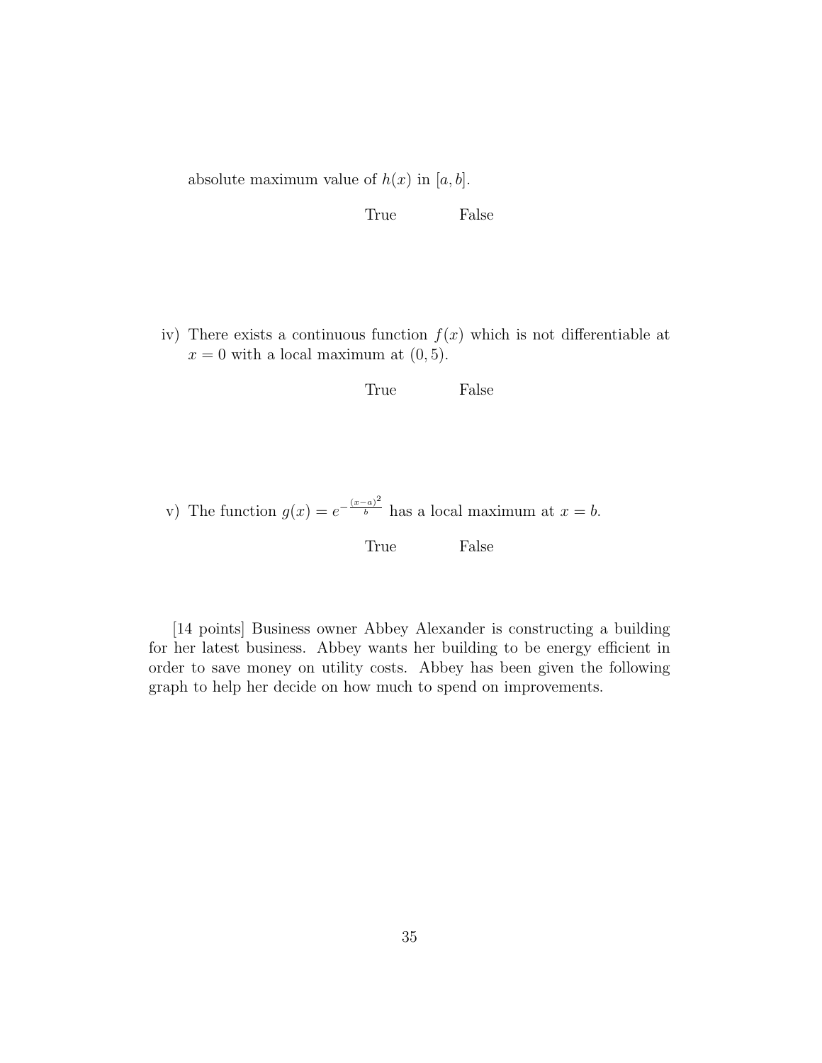absolute maximum value of $h(x)$ in $[a, b]$.

True False

iv) There exists a continuous function $f(x)$ which is not differentiable at $x = 0$ with a local maximum at $(0, 5)$.

True False

v) The function $g(x) = e^{-\frac{(x-a)^2}{b}}$ has a local maximum at $x = b$.

True False

[14 points] Business owner Abbey Alexander is constructing a building for her latest business. Abbey wants her building to be energy efficient in order to save money on utility costs. Abbey has been given the following graph to help her decide on how much to spend on improvements.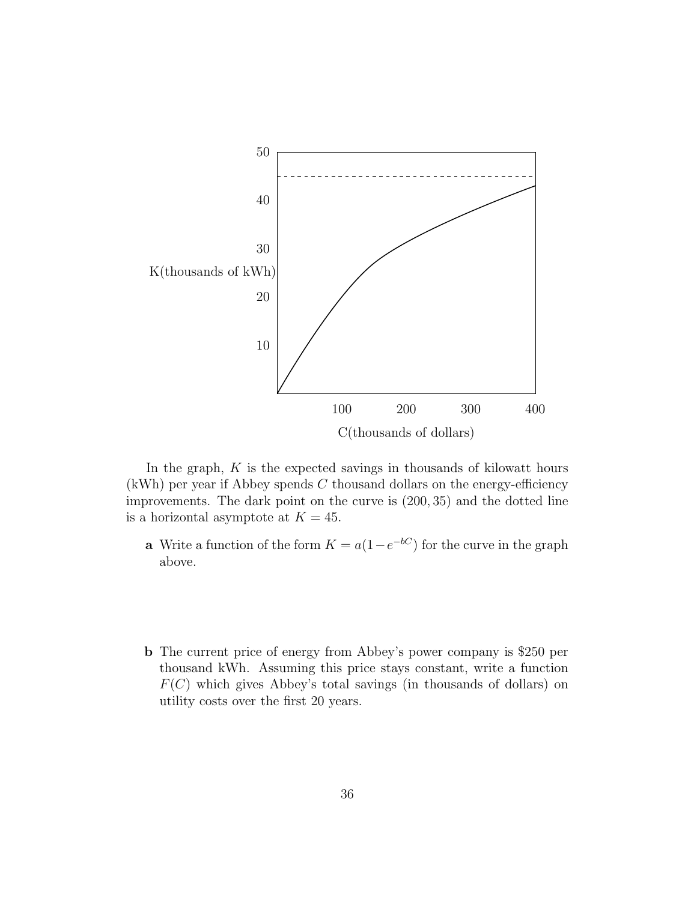In the graph, $K$ is the expected savings in thousands of kilowatt hours (kWh) per year if Abbey spends $C$ thousand dollars on the energy-efficiency improvements. The dark point on the curve is $(200, 35)$ and the dotted line is a horizontal asymptote at $K = 45$.

**a** Write a function of the form $K = a(1 - e^{-bC})$ for the curve in the graph above.

**b** The current price of energy from Abbey's power company is \$250 per thousand kWh. Assuming this price stays constant, write a function $F(C)$ which gives Abbey's total savings (in thousands of dollars) on utility costs over the first 20 years.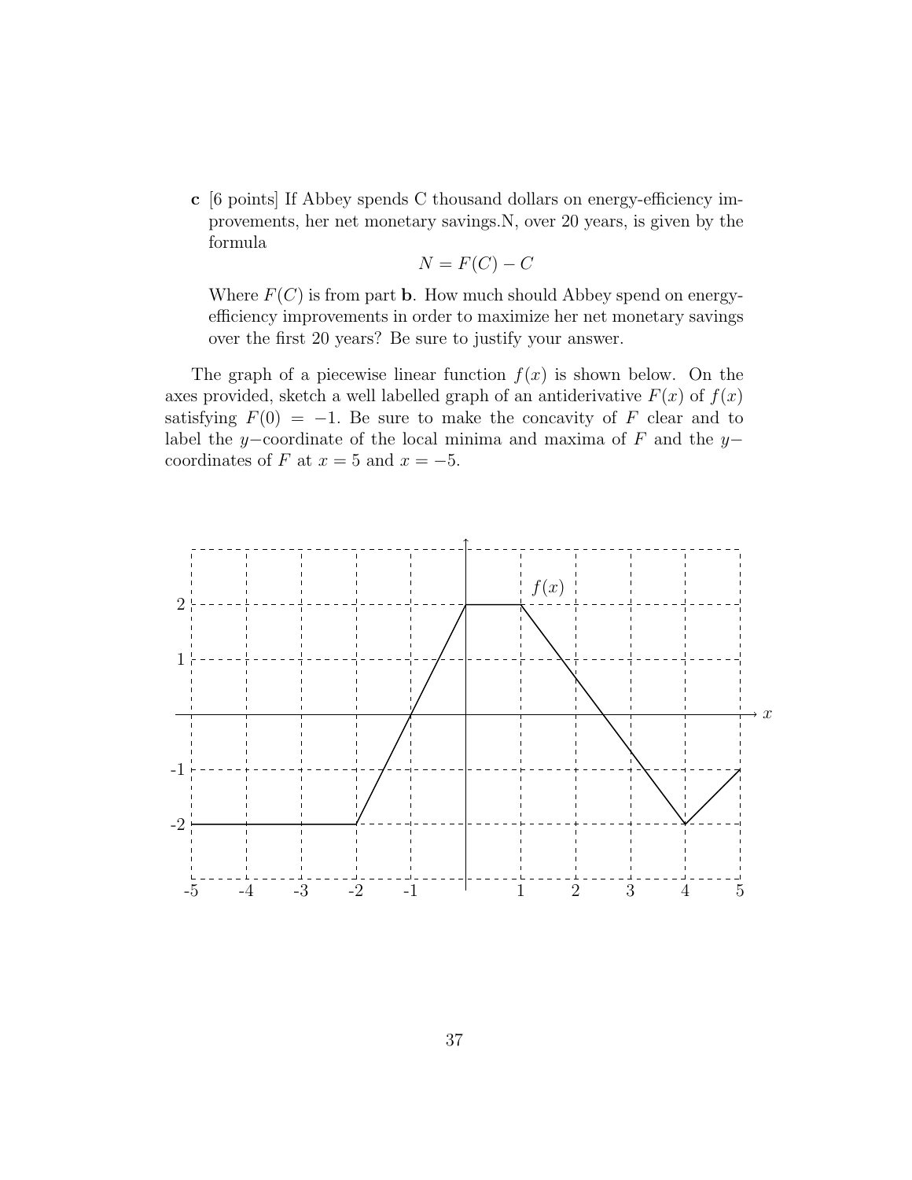**c** [6 points] If Abbey spends C thousand dollars on energy-efficiency improvements, her net monetary savings.N, over 20 years, is given by the formula

$$N = F(C) - C$$

Where $F(C)$ is from part **b**. How much should Abbey spend on energy-efficiency improvements in order to maximize her net monetary savings over the first 20 years? Be sure to justify your answer.

The graph of a piecewise linear function $f(x)$ is shown below. On the axes provided, sketch a well labelled graph of an antiderivative $F(x)$ of $f(x)$ satisfying $F(0) = -1$. Be sure to make the concavity of $F$ clear and to label the $y-$coordinate of the local minima and maxima of $F$ and the $y-$coordinates of $F$ at $x = 5$ and $x = -5$.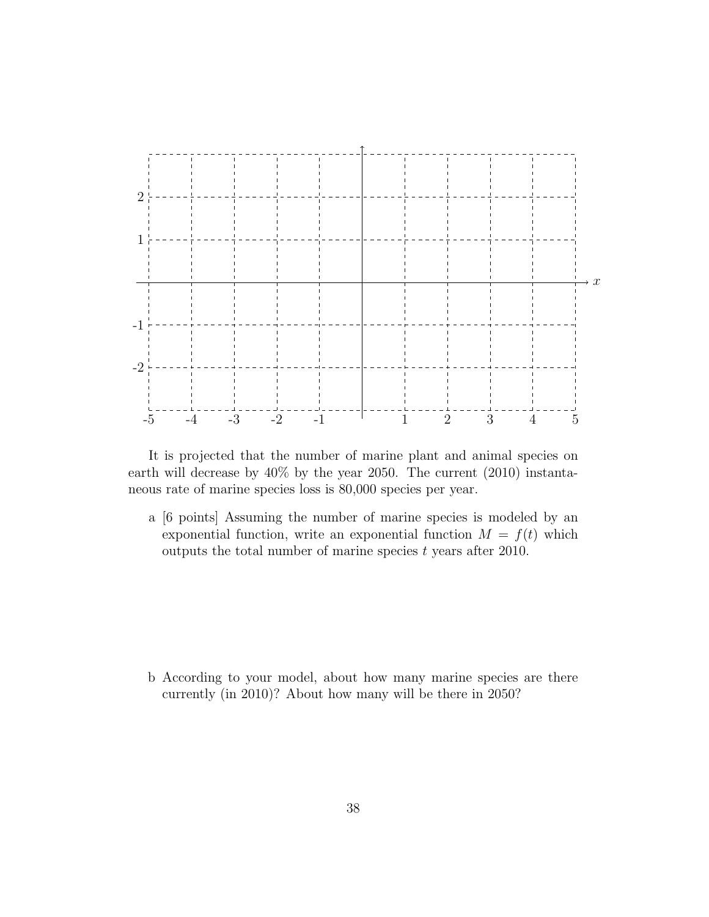It is projected that the number of marine plant and animal species on earth will decrease by 40% by the year 2050. The current (2010) instantaneous rate of marine species loss is 80,000 species per year.

a [6 points] Assuming the number of marine species is modeled by an exponential function, write an exponential function $M = f(t)$ which outputs the total number of marine species $t$ years after 2010.

b According to your model, about how many marine species are there currently (in 2010)? About how many will be there in 2050?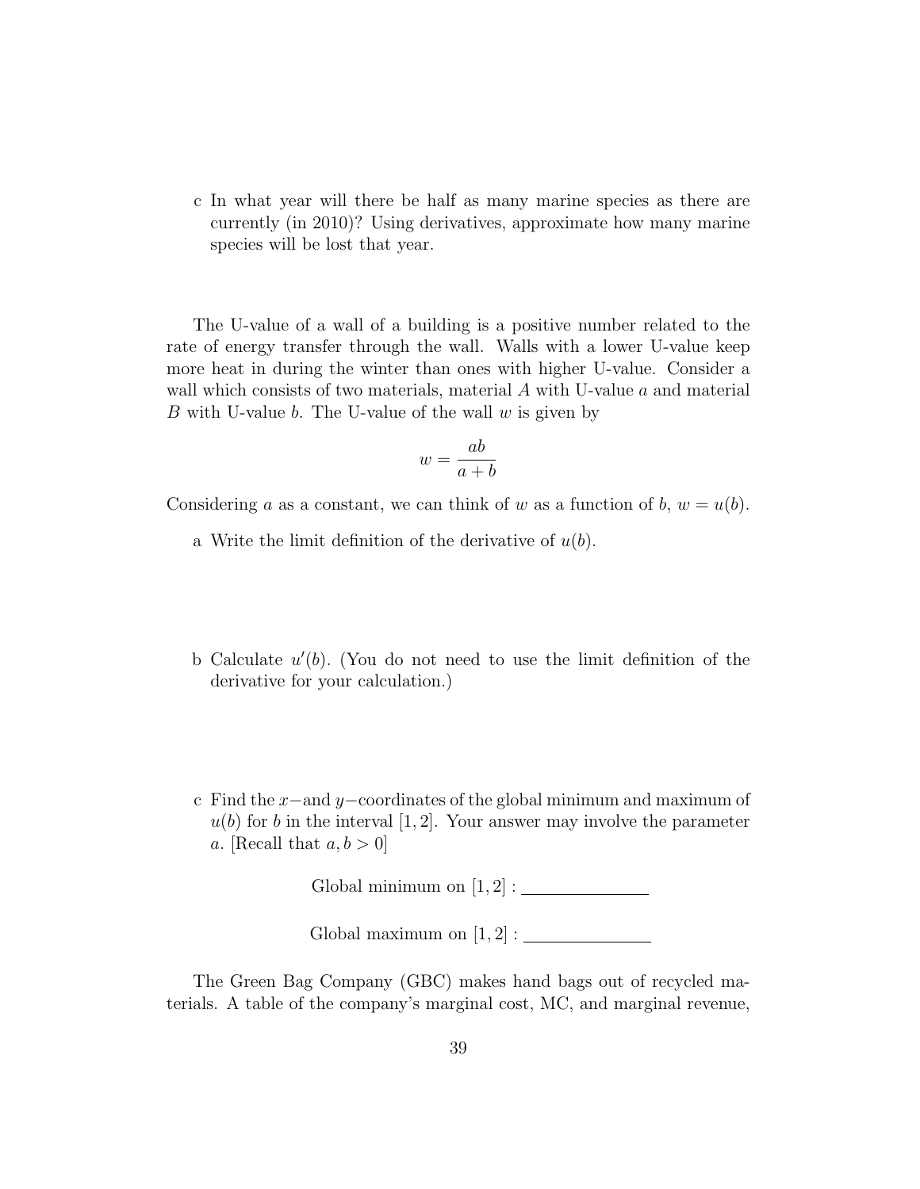c In what year will there be half as many marine species as there are currently (in 2010)? Using derivatives, approximate how many marine species will be lost that year.

The U-value of a wall of a building is a positive number related to the rate of energy transfer through the wall. Walls with a lower U-value keep more heat in during the winter than ones with higher U-value. Consider a wall which consists of two materials, material $A$ with U-value $a$ and material $B$ with U-value $b$. The U-value of the wall $w$ is given by

$$w = \frac{ab}{a+b}$$

Considering $a$ as a constant, we can think of $w$ as a function of $b$, $w = u(b)$.

a Write the limit definition of the derivative of $u(b)$.

b Calculate $u'(b)$. (You do not need to use the limit definition of the derivative for your calculation.)

c Find the $x-$and $y-$coordinates of the global minimum and maximum of $u(b)$ for $b$ in the interval $[1, 2]$. Your answer may involve the parameter $a$. [Recall that $a, b > 0$]

Global minimum on $[1, 2]$ : ______________

Global maximum on $[1, 2]$ : ______________

The Green Bag Company (GBC) makes hand bags out of recycled materials. A table of the company's marginal cost, MC, and marginal revenue,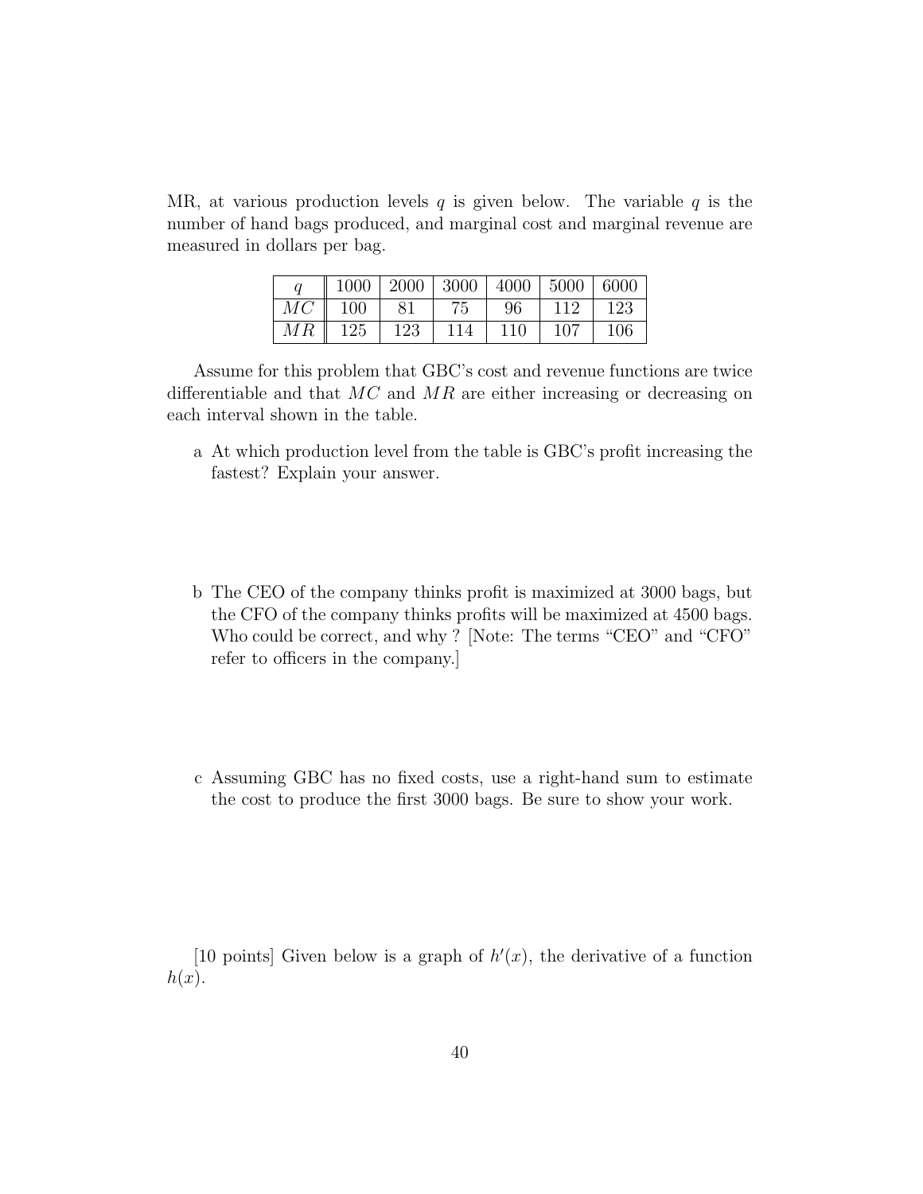MR, at various production levels $q$ is given below. The variable $q$ is the number of hand bags produced, and marginal cost and marginal revenue are measured in dollars per bag.

| $q$ | 1000 | 2000 | 3000 | 4000 | 5000 | 6000 |
|---|---|---|---|---|---|---|
| $MC$ | 100 | 81 | 75 | 96 | 112 | 123 |
| $MR$ | 125 | 123 | 114 | 110 | 107 | 106 |

Assume for this problem that GBC's cost and revenue functions are twice differentiable and that $MC$ and $MR$ are either increasing or decreasing on each interval shown in the table.

a At which production level from the table is GBC's profit increasing the fastest? Explain your answer.

b The CEO of the company thinks profit is maximized at 3000 bags, but the CFO of the company thinks profits will be maximized at 4500 bags. Who could be correct, and why ? [Note: The terms "CEO" and "CFO" refer to officers in the company.]

c Assuming GBC has no fixed costs, use a right-hand sum to estimate the cost to produce the first 3000 bags. Be sure to show your work.

[10 points] Given below is a graph of $h'(x)$, the derivative of a function $h(x)$.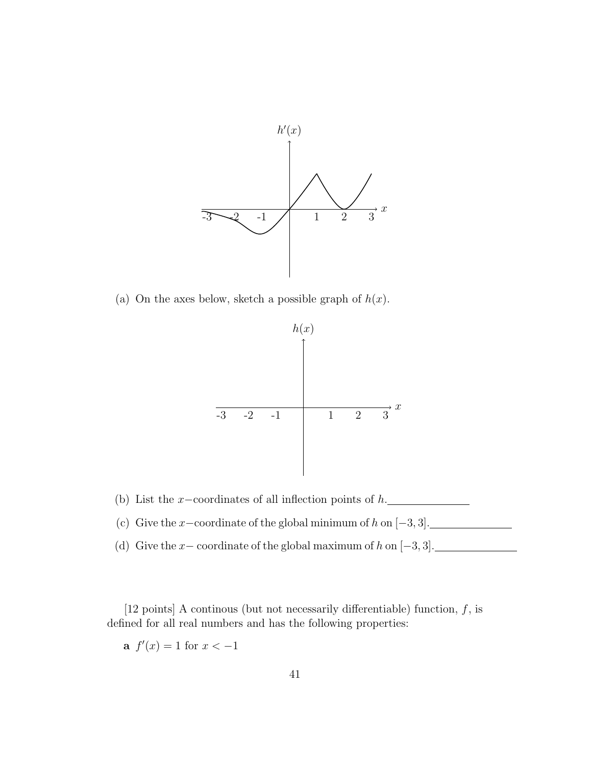(a) On the axes below, sketch a possible graph of $h(x)$.

(b) List the $x-$coordinates of all inflection points of $h$. \_\_\_\_\_\_\_\_\_\_\_\_\_\_\_\_

(c) Give the $x-$coordinate of the global minimum of $h$ on $[-3, 3]$. \_\_\_\_\_\_\_\_\_\_\_\_\_\_\_\_

(d) Give the $x-$ coordinate of the global maximum of $h$ on $[-3, 3]$. \_\_\_\_\_\_\_\_\_\_\_\_\_\_\_\_

[12 points] A continous (but not necessarily differentiable) function, $f$, is defined for all real numbers and has the following properties:

**a** $f'(x) = 1$ for $x < -1$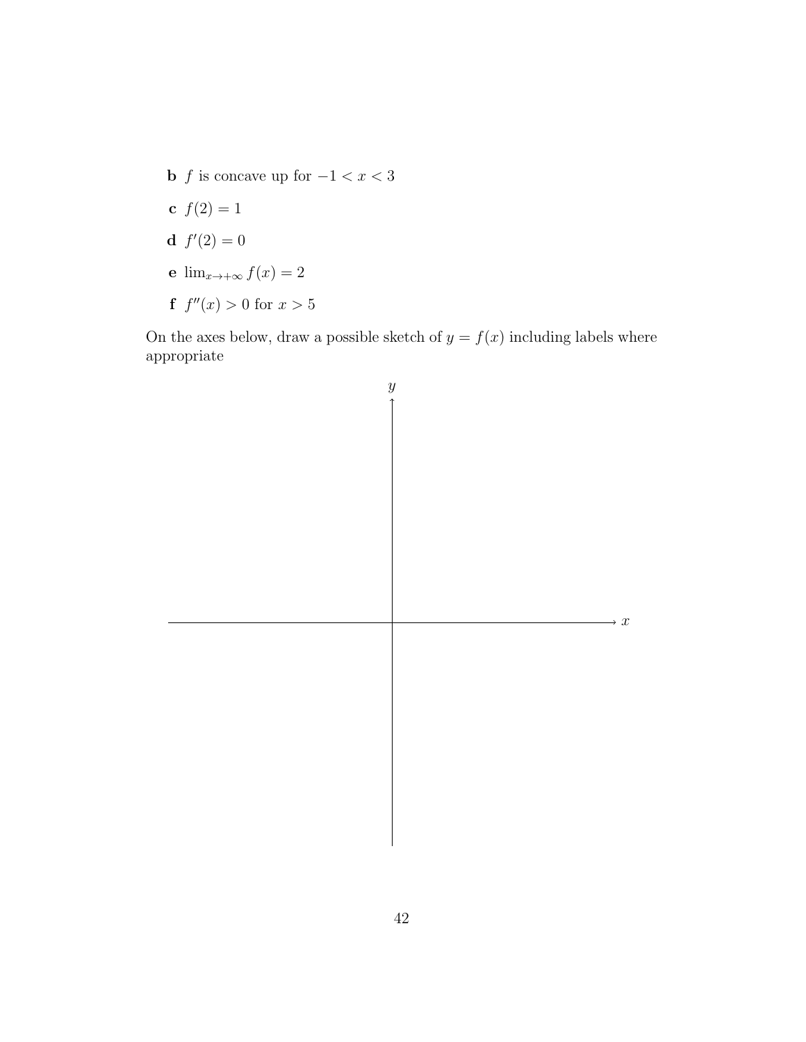**b** $f$ is concave up for $-1 < x < 3$

**c** $f(2) = 1$

**d** $f'(2) = 0$

**e** $\lim_{x \to +\infty} f(x) = 2$

**f** $f''(x) > 0$ for $x > 5$

On the axes below, draw a possible sketch of $y = f(x)$ including labels where appropriate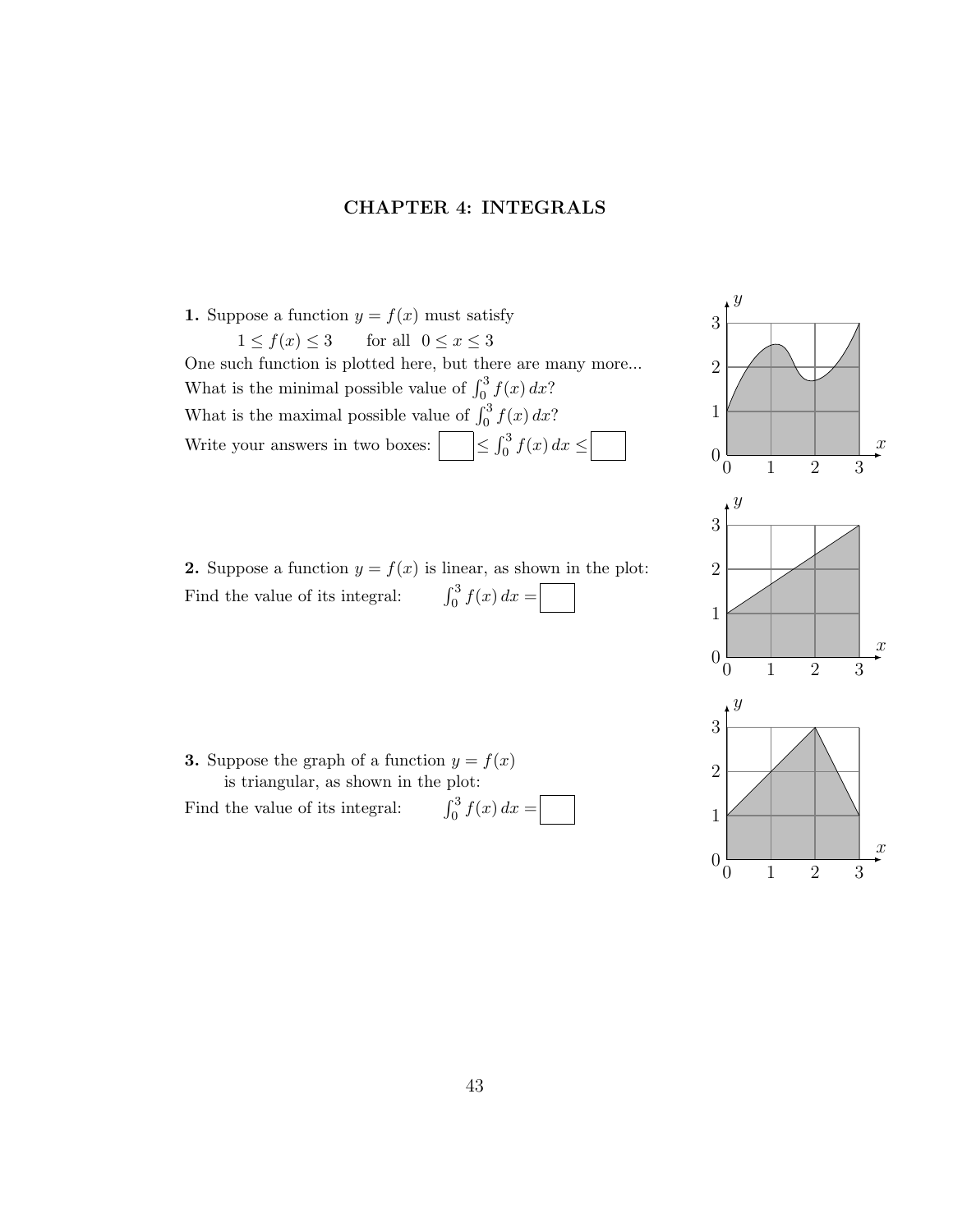# CHAPTER 4: INTEGRALS

**1.** Suppose a function $y = f(x)$ must satisfy

$$1 \leq f(x) \leq 3 \qquad \text{for all } \ 0 \leq x \leq 3$$

One such function is plotted here, but there are many more...

What is the minimal possible value of $\int_0^3 f(x)\,dx$?

What is the maximal possible value of $\int_0^3 f(x)\,dx$?

Write your answers in two boxes: $\boxed{\phantom{0}} \leq \int_0^3 f(x)\,dx \leq \boxed{\phantom{0}}$

**2.** Suppose a function $y = f(x)$ is linear, as shown in the plot:

Find the value of its integral: $\int_0^3 f(x)\,dx = \boxed{\phantom{0}}$

**3.** Suppose the graph of a function $y = f(x)$ is triangular, as shown in the plot:

Find the value of its integral: $\int_0^3 f(x)\,dx = \boxed{\phantom{0}}$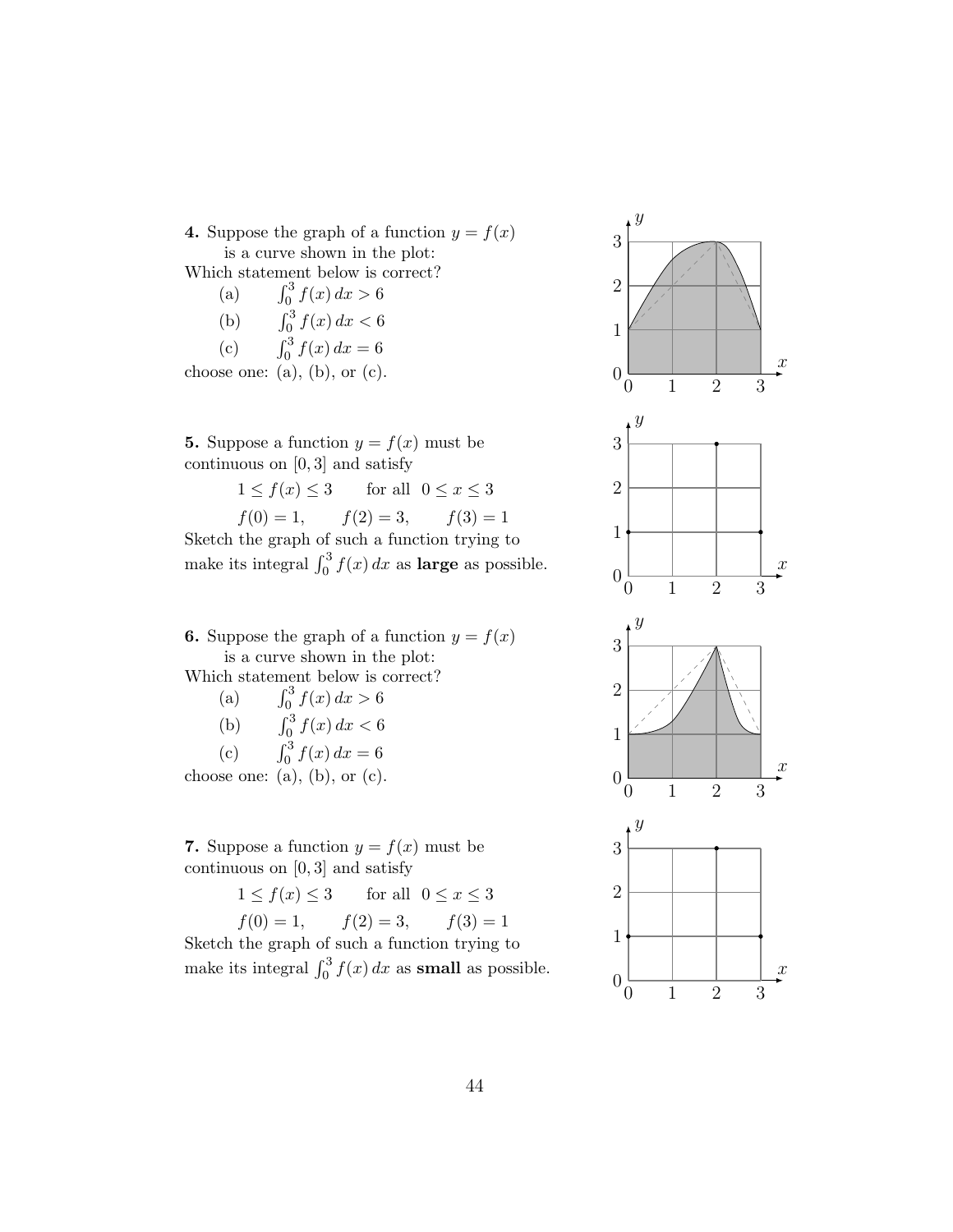**4.** Suppose the graph of a function $y = f(x)$ is a curve shown in the plot:
Which statement below is correct?

(a) $\int_0^3 f(x)\,dx > 6$

(b) $\int_0^3 f(x)\,dx < 6$

(c) $\int_0^3 f(x)\,dx = 6$

choose one: (a), (b), or (c).

**5.** Suppose a function $y = f(x)$ must be continuous on $[0, 3]$ and satisfy

$$1 \leq f(x) \leq 3 \qquad \text{for all } \; 0 \leq x \leq 3$$

$$f(0) = 1, \qquad f(2) = 3, \qquad f(3) = 1$$

Sketch the graph of such a function trying to make its integral $\int_0^3 f(x)\,dx$ as **large** as possible.

**6.** Suppose the graph of a function $y = f(x)$ is a curve shown in the plot:
Which statement below is correct?

(a) $\int_0^3 f(x)\,dx > 6$

(b) $\int_0^3 f(x)\,dx < 6$

(c) $\int_0^3 f(x)\,dx = 6$

choose one: (a), (b), or (c).

**7.** Suppose a function $y = f(x)$ must be continuous on $[0, 3]$ and satisfy

$$1 \leq f(x) \leq 3 \qquad \text{for all } \; 0 \leq x \leq 3$$

$$f(0) = 1, \qquad f(2) = 3, \qquad f(3) = 1$$

Sketch the graph of such a function trying to make its integral $\int_0^3 f(x)\,dx$ as **small** as possible.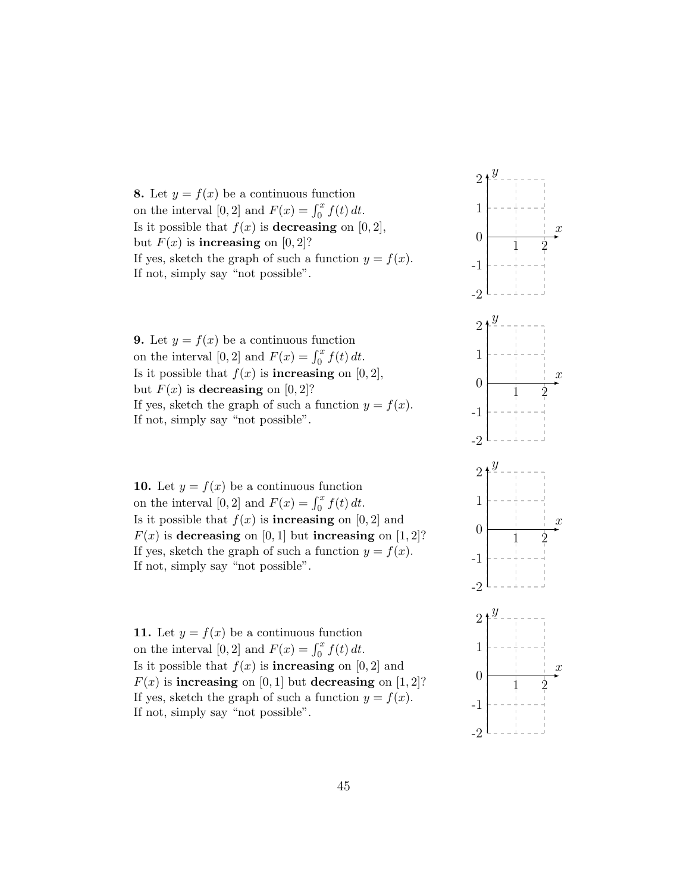**8.** Let $y = f(x)$ be a continuous function on the interval $[0, 2]$ and $F(x) = \int_0^x f(t)\,dt$.
Is it possible that $f(x)$ is **decreasing** on $[0, 2]$, but $F(x)$ is **increasing** on $[0, 2]$?
If yes, sketch the graph of such a function $y = f(x)$.
If not, simply say "not possible".

**9.** Let $y = f(x)$ be a continuous function on the interval $[0, 2]$ and $F(x) = \int_0^x f(t)\,dt$.
Is it possible that $f(x)$ is **increasing** on $[0, 2]$, but $F(x)$ is **decreasing** on $[0, 2]$?
If yes, sketch the graph of such a function $y = f(x)$.
If not, simply say "not possible".

**10.** Let $y = f(x)$ be a continuous function on the interval $[0, 2]$ and $F(x) = \int_0^x f(t)\,dt$.
Is it possible that $f(x)$ is **increasing** on $[0, 2]$ and $F(x)$ is **decreasing** on $[0, 1]$ but **increasing** on $[1, 2]$?
If yes, sketch the graph of such a function $y = f(x)$.
If not, simply say "not possible".

**11.** Let $y = f(x)$ be a continuous function on the interval $[0, 2]$ and $F(x) = \int_0^x f(t)\,dt$.
Is it possible that $f(x)$ is **increasing** on $[0, 2]$ and $F(x)$ is **increasing** on $[0, 1]$ but **decreasing** on $[1, 2]$?
If yes, sketch the graph of such a function $y = f(x)$.
If not, simply say "not possible".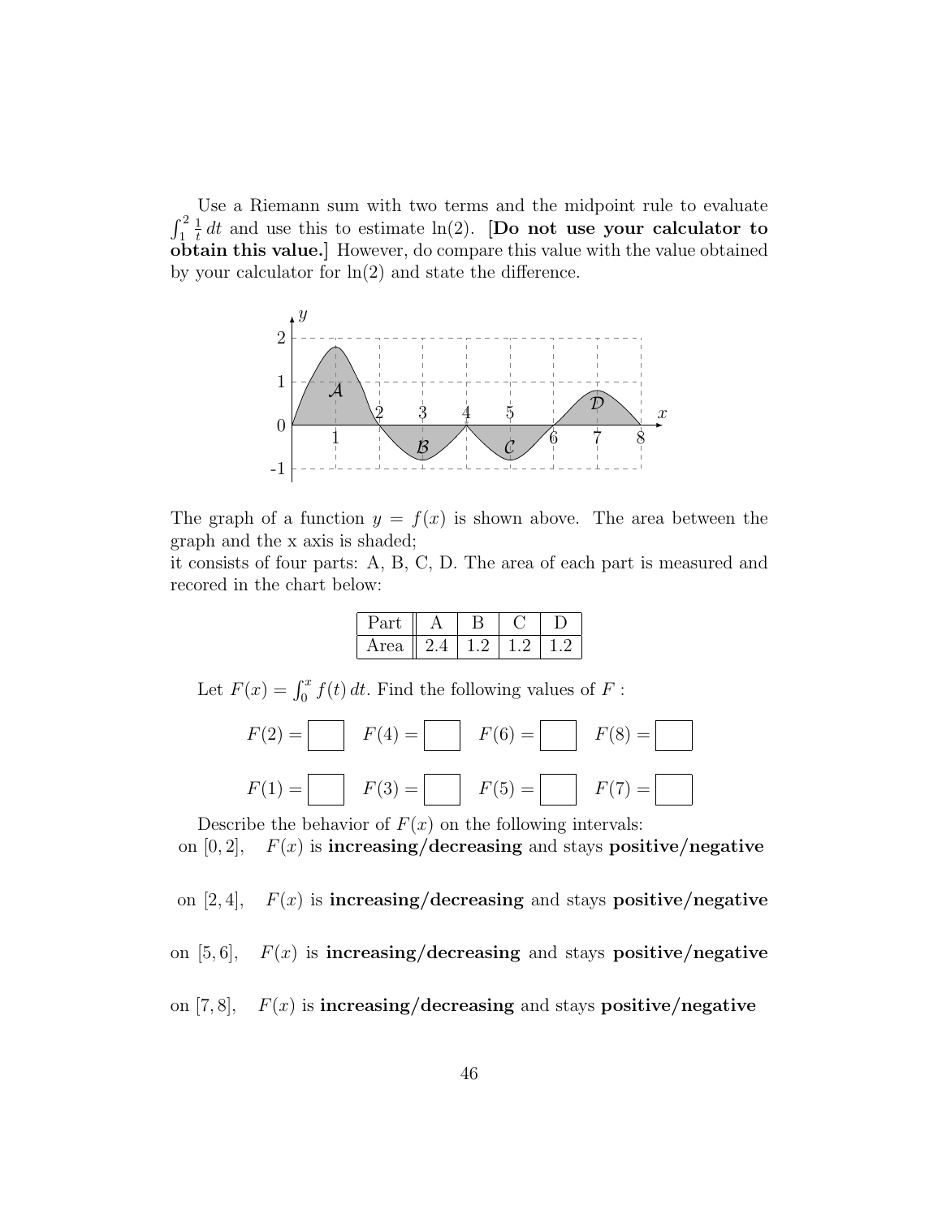Use a Riemann sum with two terms and the midpoint rule to evaluate $\int_1^2 \frac{1}{t}\,dt$ and use this to estimate $\ln(2)$. **[Do not use your calculator to obtain this value.]** However, do compare this value with the value obtained by your calculator for $\ln(2)$ and state the difference.

The graph of a function $y = f(x)$ is shown above. The area between the graph and the x axis is shaded;
it consists of four parts: A, B, C, D. The area of each part is measured and recored in the chart below:

| Part | A | B | C | D |
|---|---|---|---|---|
| Area | 2.4 | 1.2 | 1.2 | 1.2 |

Let $F(x) = \int_0^x f(t)\,dt$. Find the following values of $F$ :

$F(2) =$ ☐ $F(4) =$ ☐ $F(6) =$ ☐ $F(8) =$ ☐

$F(1) =$ ☐ $F(3) =$ ☐ $F(5) =$ ☐ $F(7) =$ ☐

Describe the behavior of $F(x)$ on the following intervals:

on $[0, 2]$, $F(x)$ is **increasing/decreasing** and stays **positive/negative**

on $[2, 4]$, $F(x)$ is **increasing/decreasing** and stays **positive/negative**

on $[5, 6]$, $F(x)$ is **increasing/decreasing** and stays **positive/negative**

on $[7, 8]$, $F(x)$ is **increasing/decreasing** and stays **positive/negative**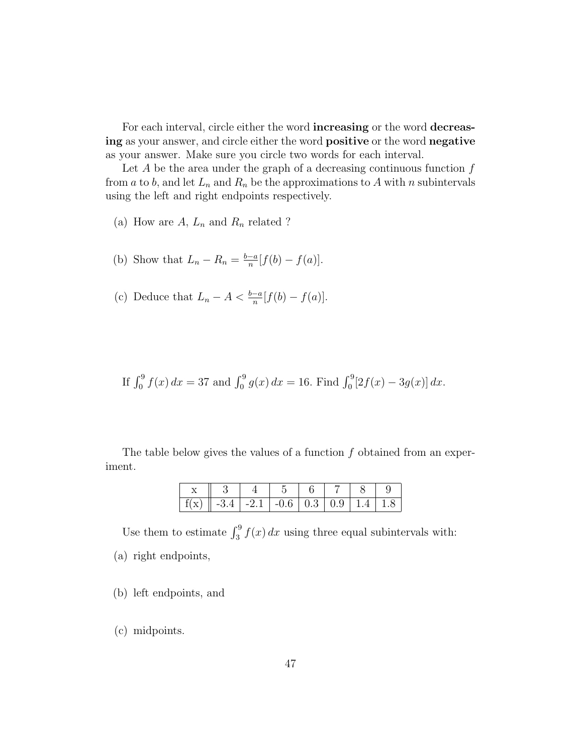For each interval, circle either the word **increasing** or the word **decreasing** as your answer, and circle either the word **positive** or the word **negative** as your answer. Make sure you circle two words for each interval.

Let $A$ be the area under the graph of a decreasing continuous function $f$ from $a$ to $b$, and let $L_n$ and $R_n$ be the approximations to $A$ with $n$ subintervals using the left and right endpoints respectively.

(a) How are $A$, $L_n$ and $R_n$ related ?

(b) Show that $L_n - R_n = \frac{b-a}{n}[f(b) - f(a)]$.

(c) Deduce that $L_n - A < \frac{b-a}{n}[f(b) - f(a)]$.

If $\int_0^9 f(x)\,dx = 37$ and $\int_0^9 g(x)\,dx = 16$. Find $\int_0^9 [2f(x) - 3g(x)]\,dx$.

The table below gives the values of a function $f$ obtained from an experiment.

| x | 3 | 4 | 5 | 6 | 7 | 8 | 9 |
|---|---|---|---|---|---|---|---|
| f(x) | -3.4 | -2.1 | -0.6 | 0.3 | 0.9 | 1.4 | 1.8 |

Use them to estimate $\int_3^9 f(x)\,dx$ using three equal subintervals with:

(a) right endpoints,

(b) left endpoints, and

(c) midpoints.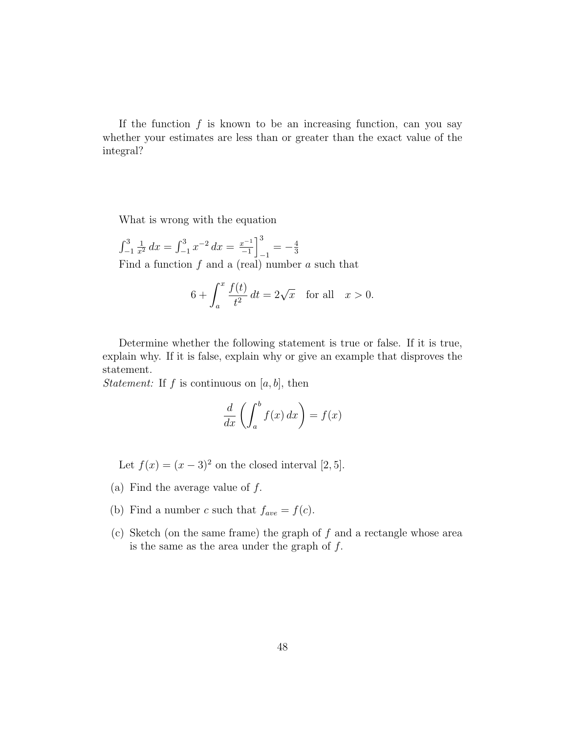If the function $f$ is known to be an increasing function, can you say whether your estimates are less than or greater than the exact value of the integral?

What is wrong with the equation

$\int_{-1}^{3} \frac{1}{x^2}\,dx = \int_{-1}^{3} x^{-2}\,dx = \left.\frac{x^{-1}}{-1}\right]_{-1}^{3} = -\frac{4}{3}$

Find a function $f$ and a (real) number $a$ such that

$$6 + \int_a^x \frac{f(t)}{t^2}\,dt = 2\sqrt{x} \quad \text{for all} \quad x > 0.$$

Determine whether the following statement is true or false. If it is true, explain why. If it is false, explain why or give an example that disproves the statement.

*Statement:* If $f$ is continuous on $[a, b]$, then

$$\frac{d}{dx}\left(\int_a^b f(x)\,dx\right) = f(x)$$

Let $f(x) = (x - 3)^2$ on the closed interval $[2, 5]$.

(a) Find the average value of $f$.

(b) Find a number $c$ such that $f_{ave} = f(c)$.

(c) Sketch (on the same frame) the graph of $f$ and a rectangle whose area is the same as the area under the graph of $f$.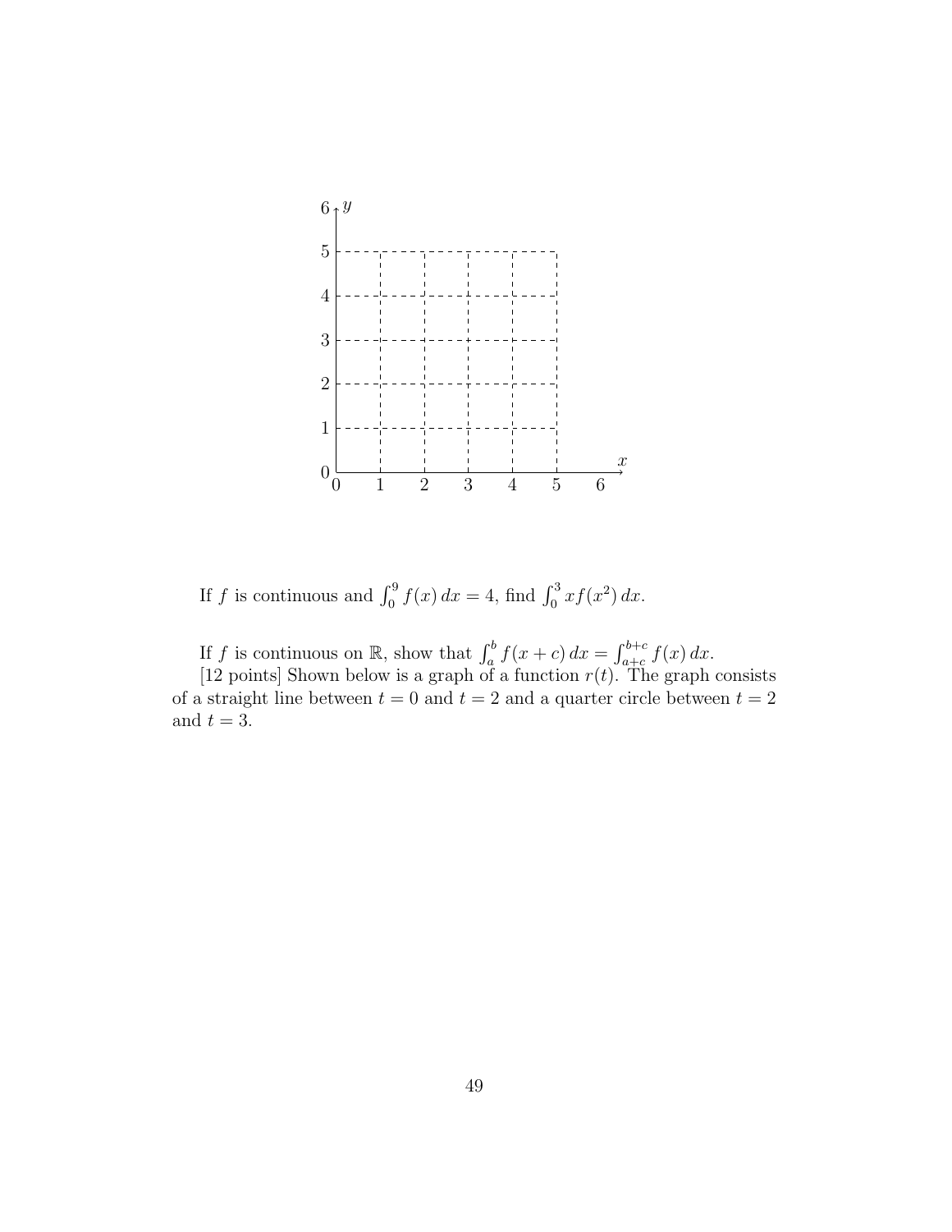If $f$ is continuous and $\int_0^9 f(x)\,dx = 4$, find $\int_0^3 xf(x^2)\,dx$.

If $f$ is continuous on $\mathbb{R}$, show that $\int_a^b f(x+c)\,dx = \int_{a+c}^{b+c} f(x)\,dx$.

[12 points] Shown below is a graph of a function $r(t)$. The graph consists of a straight line between $t = 0$ and $t = 2$ and a quarter circle between $t = 2$ and $t = 3$.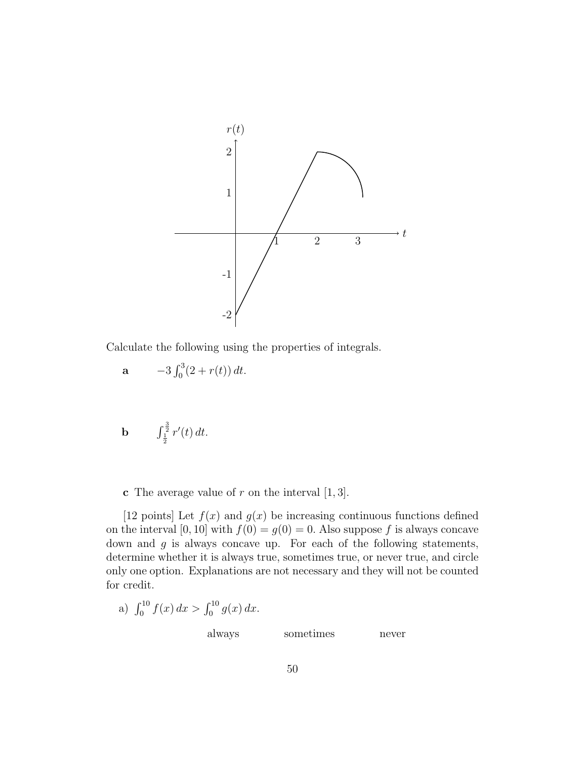Calculate the following using the properties of integrals.

**a** $\quad -3\int_0^3 (2 + r(t))\, dt.$

**b** $\quad \int_{\frac{1}{2}}^{\frac{3}{2}} r'(t)\, dt.$

**c** The average value of $r$ on the interval $[1, 3]$.

[12 points] Let $f(x)$ and $g(x)$ be increasing continuous functions defined on the interval $[0, 10]$ with $f(0) = g(0) = 0$. Also suppose $f$ is always concave down and $g$ is always concave up. For each of the following statements, determine whether it is always true, sometimes true, or never true, and circle only one option. Explanations are not necessary and they will not be counted for credit.

a) $\int_0^{10} f(x)\, dx > \int_0^{10} g(x)\, dx.$

always $\qquad$ sometimes $\qquad$ never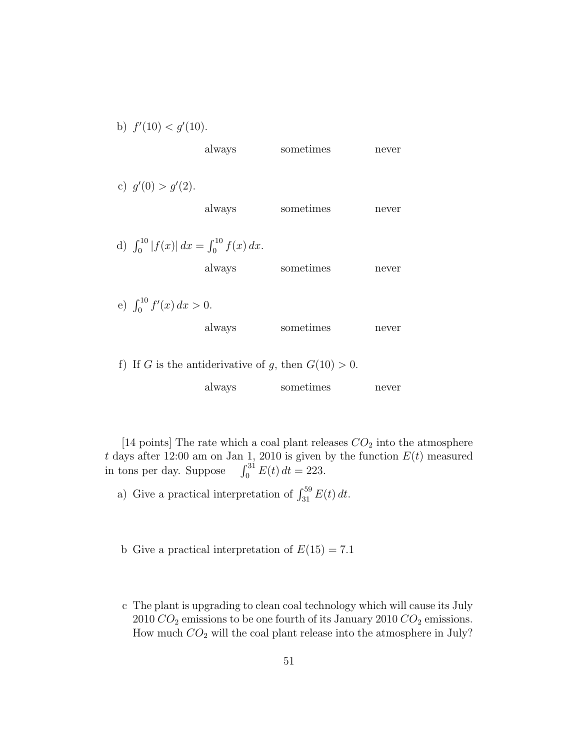b) $f'(10) < g'(10)$.

always sometimes never

c) $g'(0) > g'(2)$.

always sometimes never

d) $\int_0^{10} |f(x)|\,dx = \int_0^{10} f(x)\,dx$.

always sometimes never

e) $\int_0^{10} f'(x)\,dx > 0$.

always sometimes never

f) If $G$ is the antiderivative of $g$, then $G(10) > 0$.

always sometimes never

[14 points] The rate which a coal plant releases $CO_2$ into the atmosphere $t$ days after 12:00 am on Jan 1, 2010 is given by the function $E(t)$ measured in tons per day. Suppose $\int_0^{31} E(t)\,dt = 223$.

a) Give a practical interpretation of $\int_{31}^{59} E(t)\,dt$.

b Give a practical interpretation of $E(15) = 7.1$

c The plant is upgrading to clean coal technology which will cause its July 2010 $CO_2$ emissions to be one fourth of its January 2010 $CO_2$ emissions. How much $CO_2$ will the coal plant release into the atmosphere in July?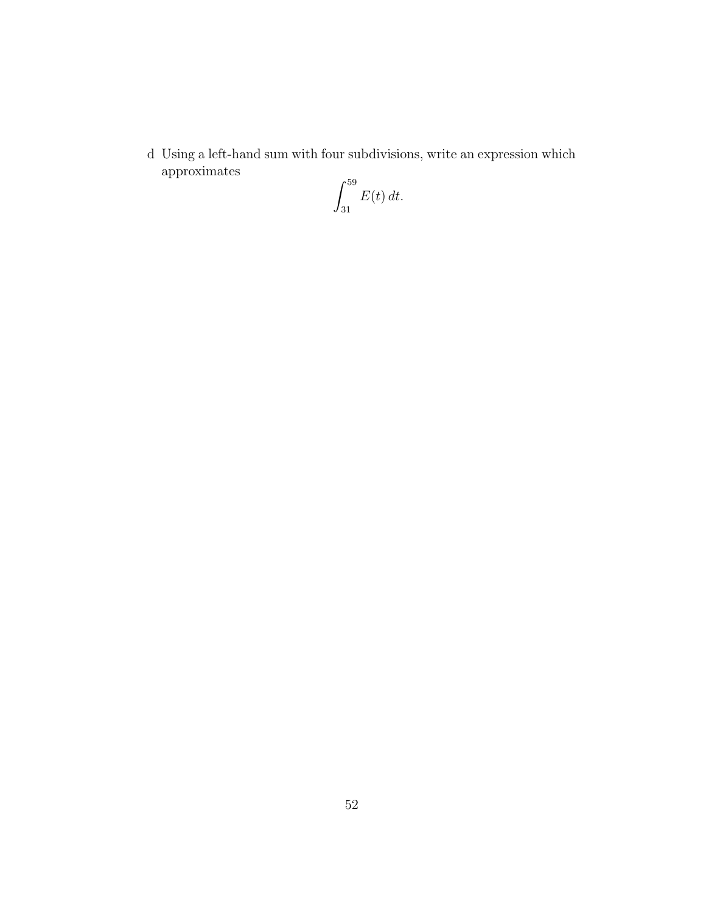d Using a left-hand sum with four subdivisions, write an expression which approximates

$$\int_{31}^{59} E(t)\, dt.$$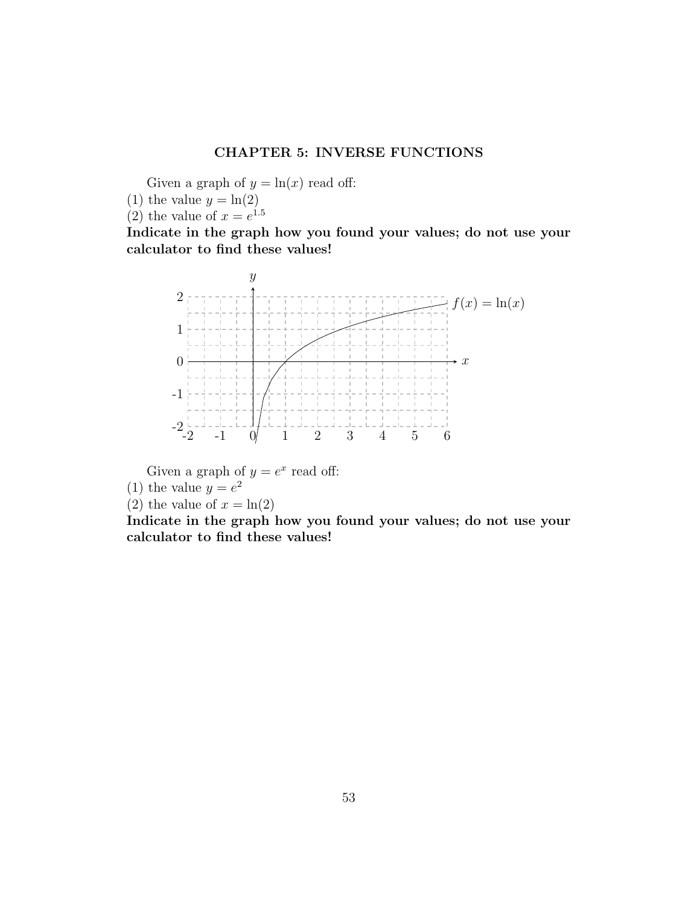**CHAPTER 5: INVERSE FUNCTIONS**

Given a graph of $y = \ln(x)$ read off:
(1) the value $y = \ln(2)$
(2) the value of $x = e^{1.5}$
**Indicate in the graph how you found your values; do not use your calculator to find these values!**

Given a graph of $y = e^x$ read off:
(1) the value $y = e^2$
(2) the value of $x = \ln(2)$
**Indicate in the graph how you found your values; do not use your calculator to find these values!**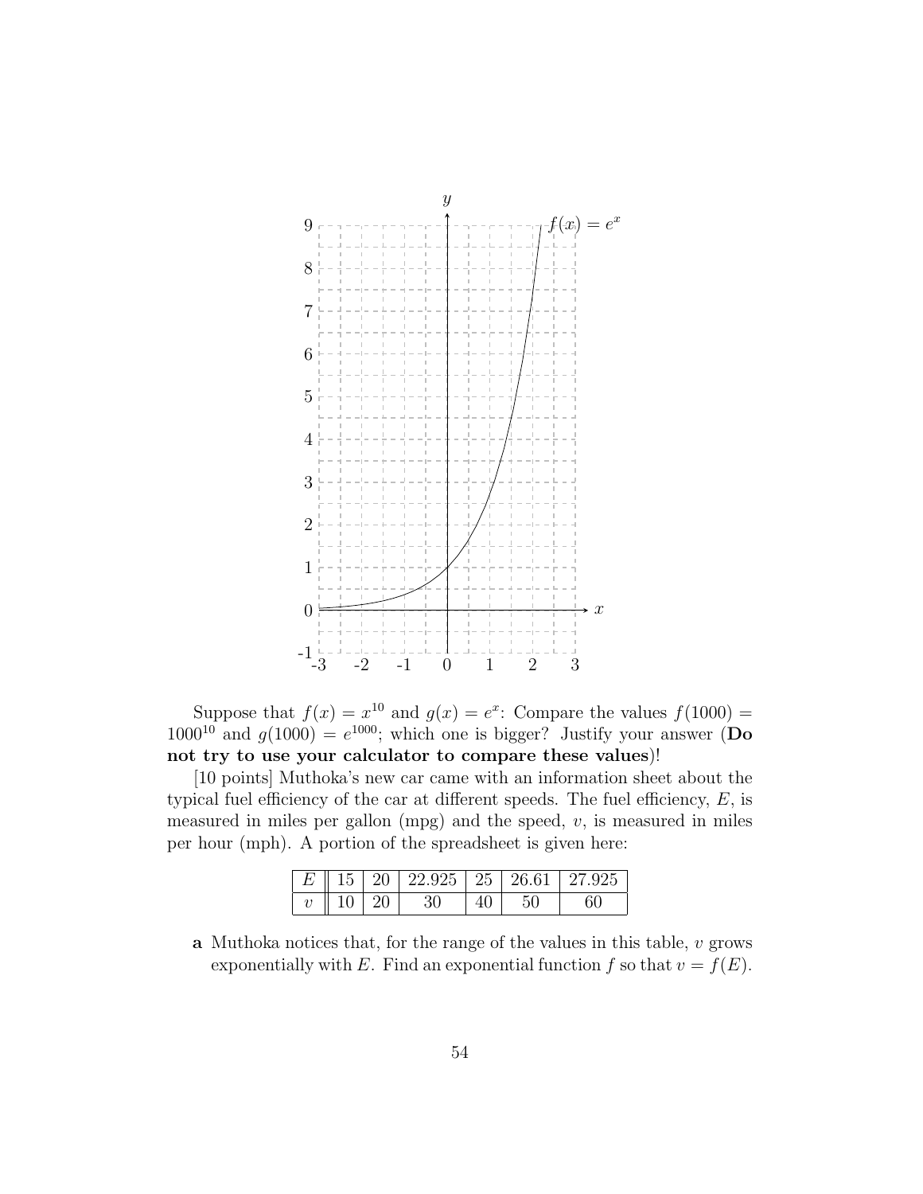Suppose that $f(x) = x^{10}$ and $g(x) = e^x$: Compare the values $f(1000) = 1000^{10}$ and $g(1000) = e^{1000}$; which one is bigger? Justify your answer (**Do not try to use your calculator to compare these values**)!

[10 points] Muthoka's new car came with an information sheet about the typical fuel efficiency of the car at different speeds. The fuel efficiency, $E$, is measured in miles per gallon (mpg) and the speed, $v$, is measured in miles per hour (mph). A portion of the spreadsheet is given here:

| $E$ | 15 | 20 | 22.925 | 25 | 26.61 | 27.925 |
|---|---|---|---|---|---|---|
| $v$ | 10 | 20 | 30 | 40 | 50 | 60 |

**a** Muthoka notices that, for the range of the values in this table, $v$ grows exponentially with $E$. Find an exponential function $f$ so that $v = f(E)$.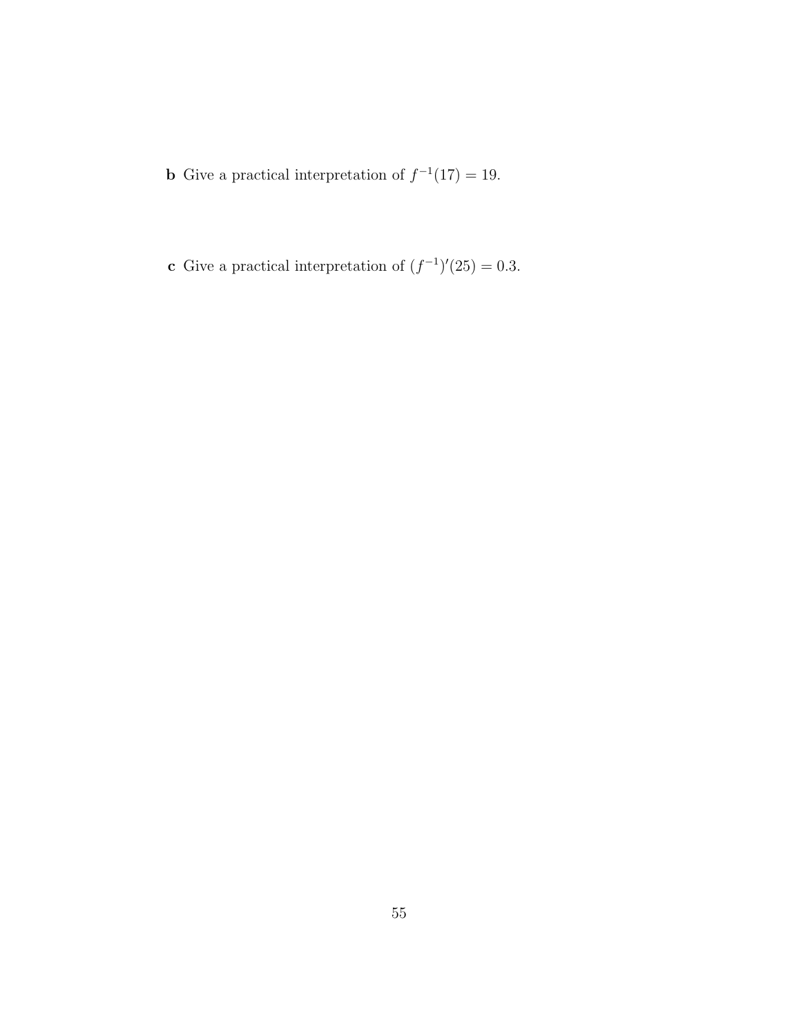**b** Give a practical interpretation of $f^{-1}(17) = 19$.

**c** Give a practical interpretation of $(f^{-1})'(25) = 0.3$.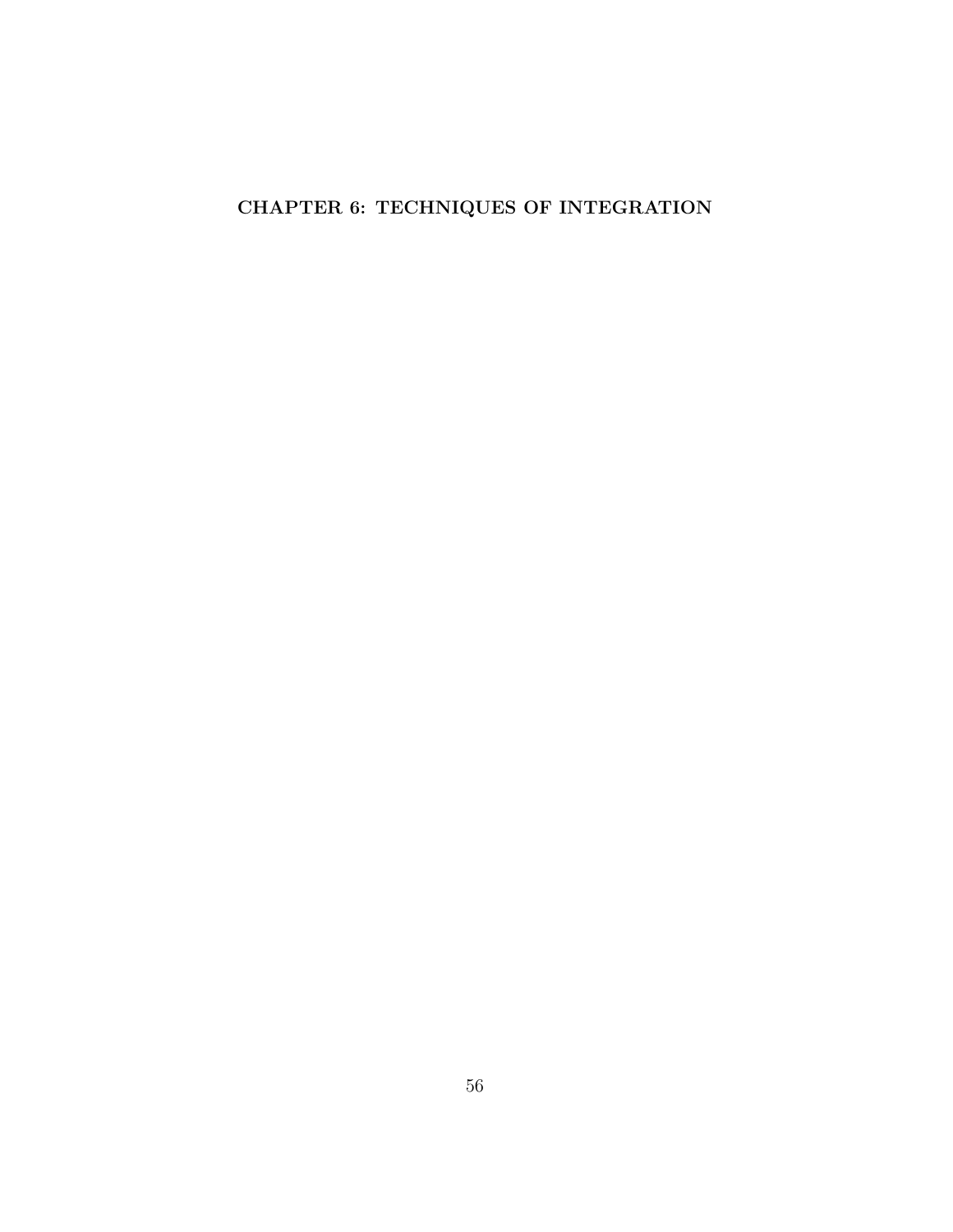# CHAPTER 6: TECHNIQUES OF INTEGRATION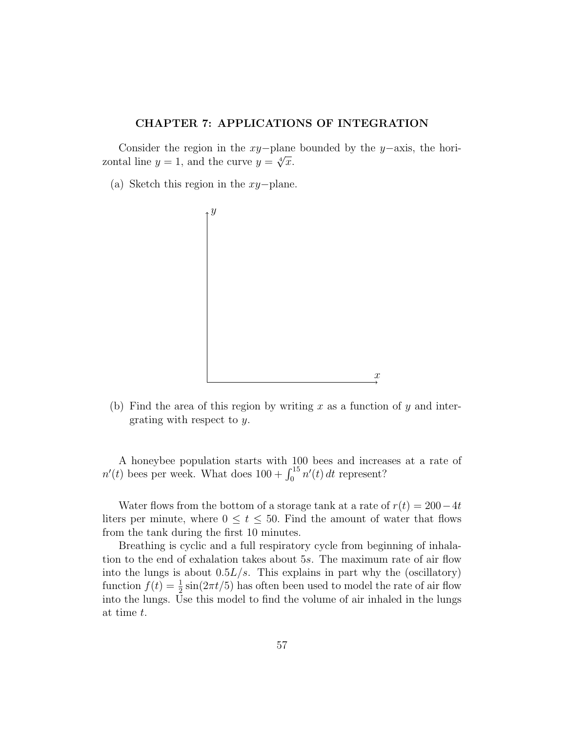## CHAPTER 7: APPLICATIONS OF INTEGRATION

Consider the region in the $xy-$plane bounded by the $y-$axis, the horizontal line $y = 1$, and the curve $y = \sqrt[4]{x}$.

(a) Sketch this region in the $xy-$plane.

(b) Find the area of this region by writing $x$ as a function of $y$ and intergrating with respect to $y$.

A honeybee population starts with 100 bees and increases at a rate of $n'(t)$ bees per week. What does $100 + \int_0^{15} n'(t)\, dt$ represent?

Water flows from the bottom of a storage tank at a rate of $r(t) = 200 - 4t$ liters per minute, where $0 \leq t \leq 50$. Find the amount of water that flows from the tank during the first 10 minutes.

Breathing is cyclic and a full respiratory cycle from beginning of inhalation to the end of exhalation takes about $5s$. The maximum rate of air flow into the lungs is about $0.5L/s$. This explains in part why the (oscillatory) function $f(t) = \frac{1}{2}\sin(2\pi t/5)$ has often been used to model the rate of air flow into the lungs. Use this model to find the volume of air inhaled in the lungs at time $t$.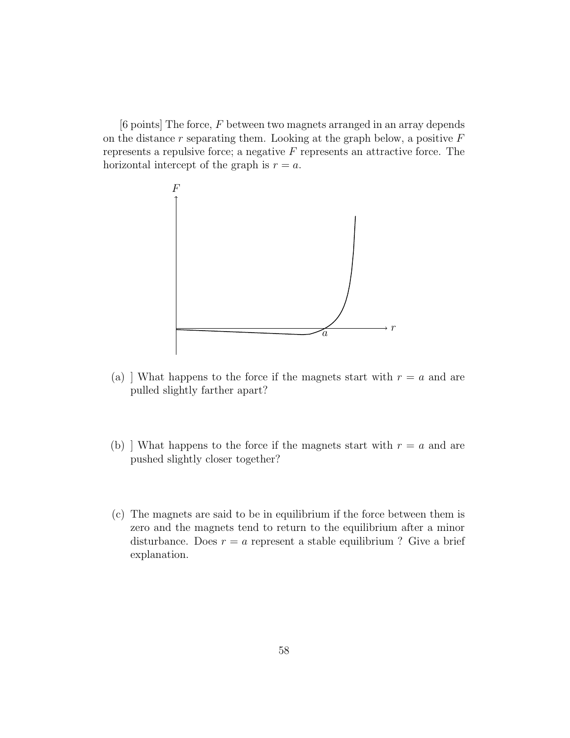[6 points] The force, $F$ between two magnets arranged in an array depends on the distance $r$ separating them. Looking at the graph below, a positive $F$ represents a repulsive force; a negative $F$ represents an attractive force. The horizontal intercept of the graph is $r = a$.

(a) ] What happens to the force if the magnets start with $r = a$ and are pulled slightly farther apart?

(b) ] What happens to the force if the magnets start with $r = a$ and are pushed slightly closer together?

(c) The magnets are said to be in equilibrium if the force between them is zero and the magnets tend to return to the equilibrium after a minor disturbance. Does $r = a$ represent a stable equilibrium ? Give a brief explanation.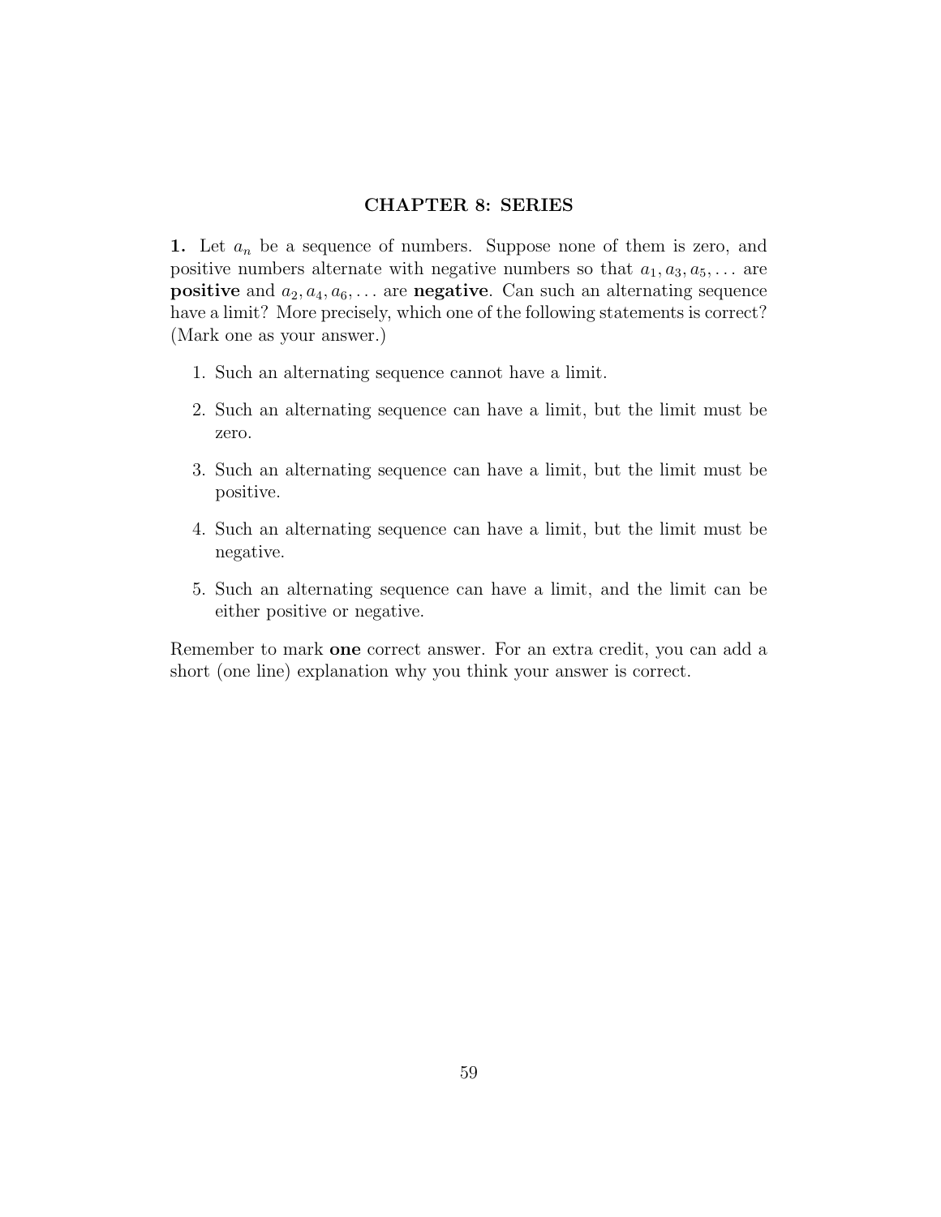## CHAPTER 8: SERIES

**1.** Let $a_n$ be a sequence of numbers. Suppose none of them is zero, and positive numbers alternate with negative numbers so that $a_1, a_3, a_5, \ldots$ are **positive** and $a_2, a_4, a_6, \ldots$ are **negative**. Can such an alternating sequence have a limit? More precisely, which one of the following statements is correct? (Mark one as your answer.)

1. Such an alternating sequence cannot have a limit.
2. Such an alternating sequence can have a limit, but the limit must be zero.
3. Such an alternating sequence can have a limit, but the limit must be positive.
4. Such an alternating sequence can have a limit, but the limit must be negative.
5. Such an alternating sequence can have a limit, and the limit can be either positive or negative.

Remember to mark **one** correct answer. For an extra credit, you can add a short (one line) explanation why you think your answer is correct.